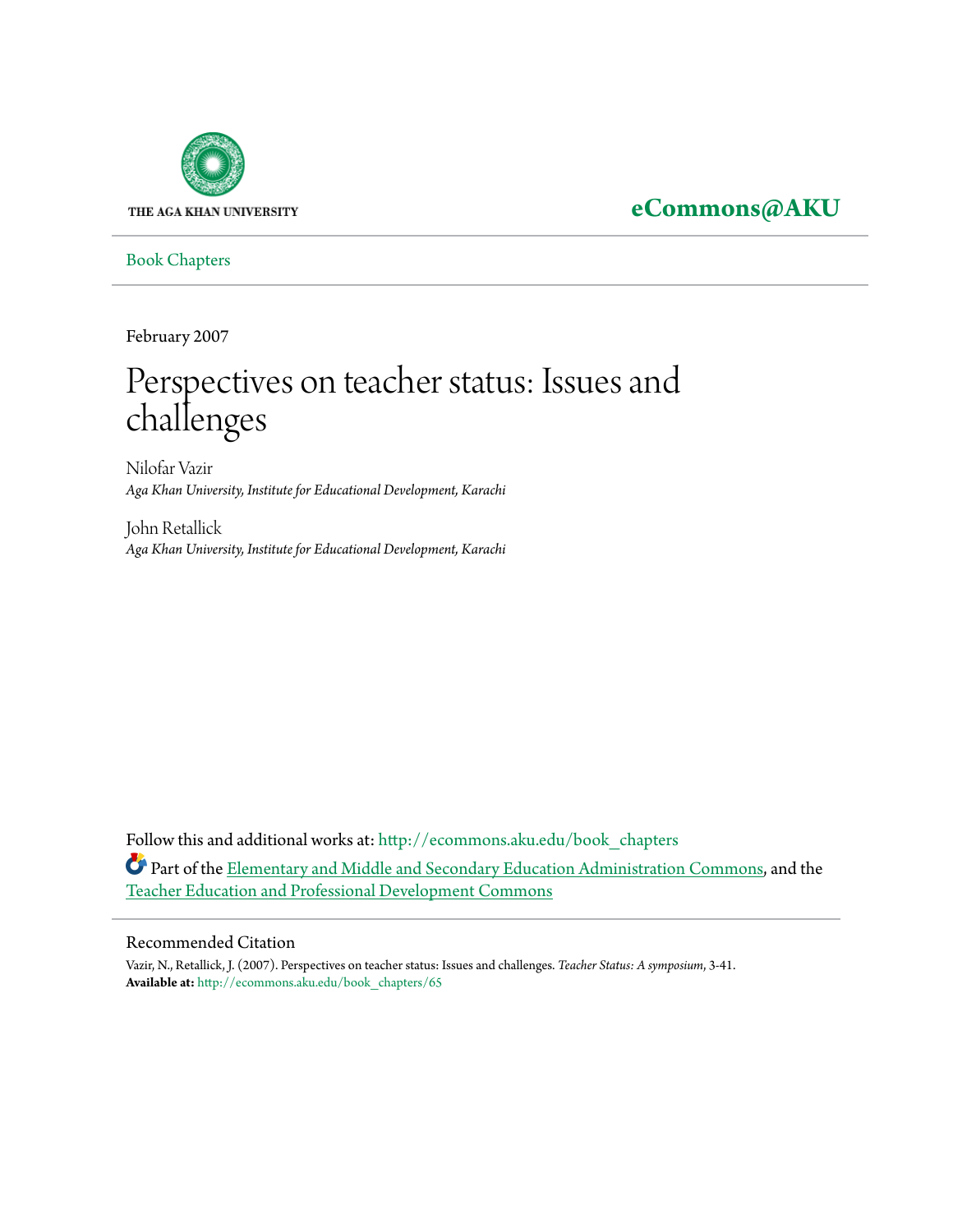THE AGA KHAN UNIVERSITY

**eCommons@AKU**

Book Chapters

February 2007

# Perspectives on teacher status: Issues and challenges

Nilofar Vazir
*Aga Khan University, Institute for Educational Development, Karachi*

John Retallick
*Aga Khan University, Institute for Educational Development, Karachi*

Follow this and additional works at: http://ecommons.aku.edu/book_chapters

Part of the Elementary and Middle and Secondary Education Administration Commons, and the Teacher Education and Professional Development Commons

## Recommended Citation

Vazir, N., Retallick, J. (2007). Perspectives on teacher status: Issues and challenges. *Teacher Status: A symposium*, 3-41.
**Available at:** http://ecommons.aku.edu/book_chapters/65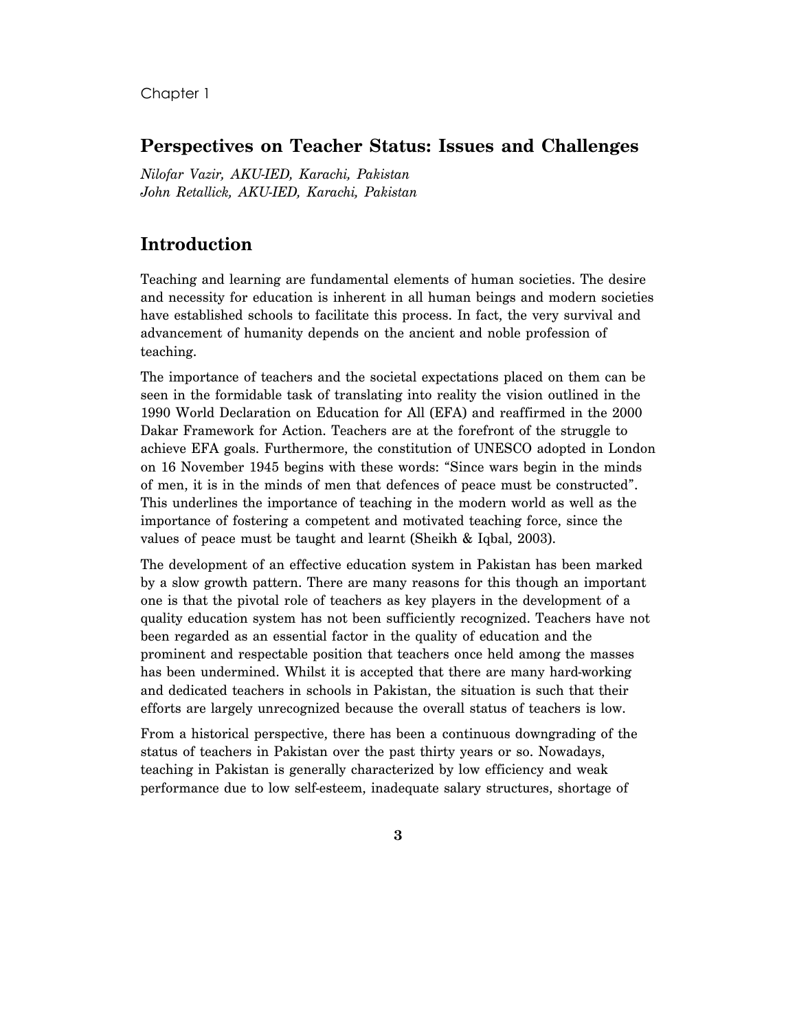Chapter 1

## Perspectives on Teacher Status: Issues and Challenges

*Nilofar Vazir, AKU-IED, Karachi, Pakistan*
*John Retallick, AKU-IED, Karachi, Pakistan*

## Introduction

Teaching and learning are fundamental elements of human societies. The desire and necessity for education is inherent in all human beings and modern societies have established schools to facilitate this process. In fact, the very survival and advancement of humanity depends on the ancient and noble profession of teaching.

The importance of teachers and the societal expectations placed on them can be seen in the formidable task of translating into reality the vision outlined in the 1990 World Declaration on Education for All (EFA) and reaffirmed in the 2000 Dakar Framework for Action. Teachers are at the forefront of the struggle to achieve EFA goals. Furthermore, the constitution of UNESCO adopted in London on 16 November 1945 begins with these words: "Since wars begin in the minds of men, it is in the minds of men that defences of peace must be constructed". This underlines the importance of teaching in the modern world as well as the importance of fostering a competent and motivated teaching force, since the values of peace must be taught and learnt (Sheikh & Iqbal, 2003).

The development of an effective education system in Pakistan has been marked by a slow growth pattern. There are many reasons for this though an important one is that the pivotal role of teachers as key players in the development of a quality education system has not been sufficiently recognized. Teachers have not been regarded as an essential factor in the quality of education and the prominent and respectable position that teachers once held among the masses has been undermined. Whilst it is accepted that there are many hard-working and dedicated teachers in schools in Pakistan, the situation is such that their efforts are largely unrecognized because the overall status of teachers is low.

From a historical perspective, there has been a continuous downgrading of the status of teachers in Pakistan over the past thirty years or so. Nowadays, teaching in Pakistan is generally characterized by low efficiency and weak performance due to low self-esteem, inadequate salary structures, shortage of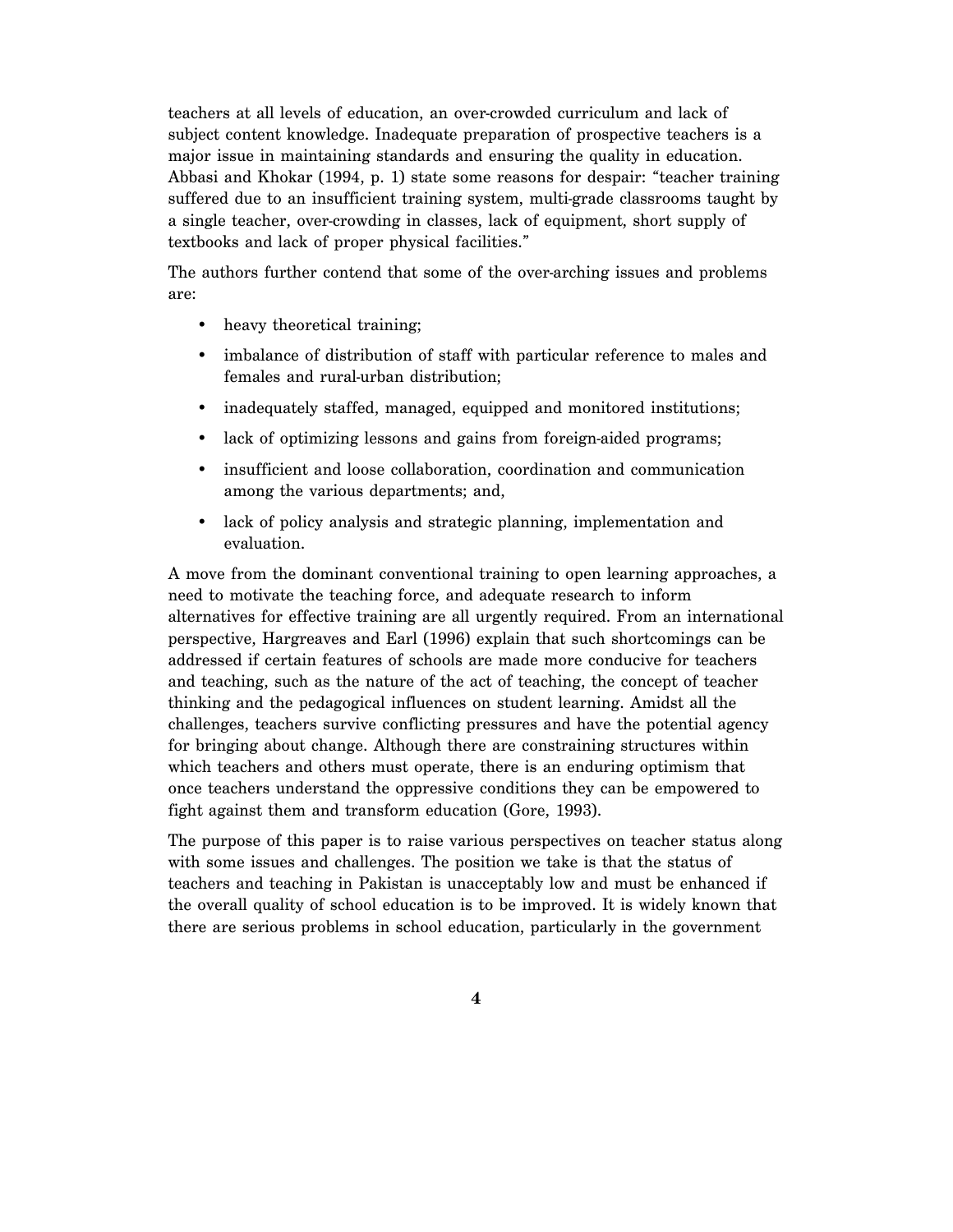teachers at all levels of education, an over-crowded curriculum and lack of subject content knowledge. Inadequate preparation of prospective teachers is a major issue in maintaining standards and ensuring the quality in education. Abbasi and Khokar (1994, p. 1) state some reasons for despair: "teacher training suffered due to an insufficient training system, multi-grade classrooms taught by a single teacher, over-crowding in classes, lack of equipment, short supply of textbooks and lack of proper physical facilities."

The authors further contend that some of the over-arching issues and problems are:

- heavy theoretical training;
- imbalance of distribution of staff with particular reference to males and females and rural-urban distribution;
- inadequately staffed, managed, equipped and monitored institutions;
- lack of optimizing lessons and gains from foreign-aided programs;
- insufficient and loose collaboration, coordination and communication among the various departments; and,
- lack of policy analysis and strategic planning, implementation and evaluation.

A move from the dominant conventional training to open learning approaches, a need to motivate the teaching force, and adequate research to inform alternatives for effective training are all urgently required. From an international perspective, Hargreaves and Earl (1996) explain that such shortcomings can be addressed if certain features of schools are made more conducive for teachers and teaching, such as the nature of the act of teaching, the concept of teacher thinking and the pedagogical influences on student learning. Amidst all the challenges, teachers survive conflicting pressures and have the potential agency for bringing about change. Although there are constraining structures within which teachers and others must operate, there is an enduring optimism that once teachers understand the oppressive conditions they can be empowered to fight against them and transform education (Gore, 1993).

The purpose of this paper is to raise various perspectives on teacher status along with some issues and challenges. The position we take is that the status of teachers and teaching in Pakistan is unacceptably low and must be enhanced if the overall quality of school education is to be improved. It is widely known that there are serious problems in school education, particularly in the government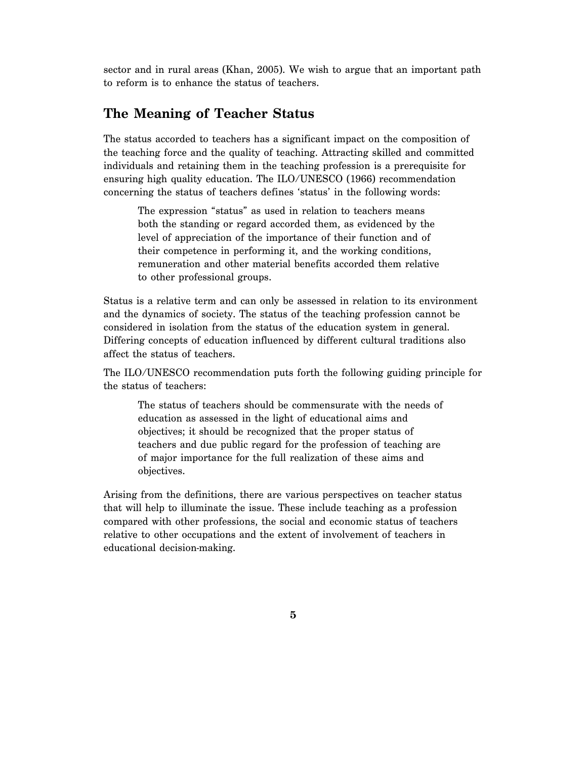sector and in rural areas (Khan, 2005). We wish to argue that an important path to reform is to enhance the status of teachers.

## The Meaning of Teacher Status

The status accorded to teachers has a significant impact on the composition of the teaching force and the quality of teaching. Attracting skilled and committed individuals and retaining them in the teaching profession is a prerequisite for ensuring high quality education. The ILO/UNESCO (1966) recommendation concerning the status of teachers defines 'status' in the following words:

> The expression "status" as used in relation to teachers means both the standing or regard accorded them, as evidenced by the level of appreciation of the importance of their function and of their competence in performing it, and the working conditions, remuneration and other material benefits accorded them relative to other professional groups.

Status is a relative term and can only be assessed in relation to its environment and the dynamics of society. The status of the teaching profession cannot be considered in isolation from the status of the education system in general. Differing concepts of education influenced by different cultural traditions also affect the status of teachers.

The ILO/UNESCO recommendation puts forth the following guiding principle for the status of teachers:

> The status of teachers should be commensurate with the needs of education as assessed in the light of educational aims and objectives; it should be recognized that the proper status of teachers and due public regard for the profession of teaching are of major importance for the full realization of these aims and objectives.

Arising from the definitions, there are various perspectives on teacher status that will help to illuminate the issue. These include teaching as a profession compared with other professions, the social and economic status of teachers relative to other occupations and the extent of involvement of teachers in educational decision-making.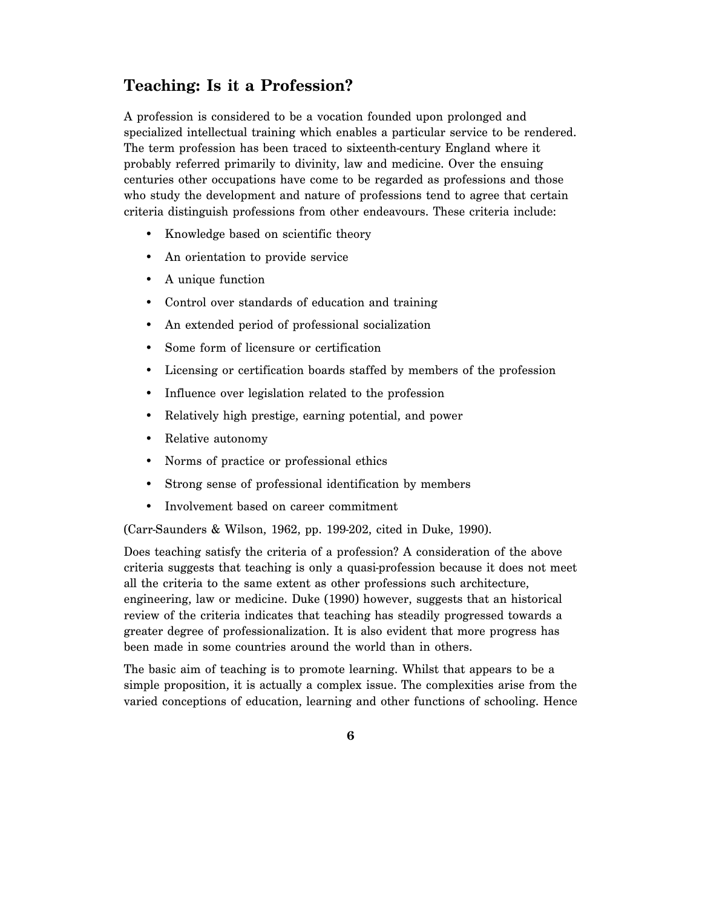## Teaching: Is it a Profession?

A profession is considered to be a vocation founded upon prolonged and specialized intellectual training which enables a particular service to be rendered. The term profession has been traced to sixteenth-century England where it probably referred primarily to divinity, law and medicine. Over the ensuing centuries other occupations have come to be regarded as professions and those who study the development and nature of professions tend to agree that certain criteria distinguish professions from other endeavours. These criteria include:

- Knowledge based on scientific theory
- An orientation to provide service
- A unique function
- Control over standards of education and training
- An extended period of professional socialization
- Some form of licensure or certification
- Licensing or certification boards staffed by members of the profession
- Influence over legislation related to the profession
- Relatively high prestige, earning potential, and power
- Relative autonomy
- Norms of practice or professional ethics
- Strong sense of professional identification by members
- Involvement based on career commitment

(Carr-Saunders & Wilson, 1962, pp. 199-202, cited in Duke, 1990).

Does teaching satisfy the criteria of a profession? A consideration of the above criteria suggests that teaching is only a quasi-profession because it does not meet all the criteria to the same extent as other professions such architecture, engineering, law or medicine. Duke (1990) however, suggests that an historical review of the criteria indicates that teaching has steadily progressed towards a greater degree of professionalization. It is also evident that more progress has been made in some countries around the world than in others.

The basic aim of teaching is to promote learning. Whilst that appears to be a simple proposition, it is actually a complex issue. The complexities arise from the varied conceptions of education, learning and other functions of schooling. Hence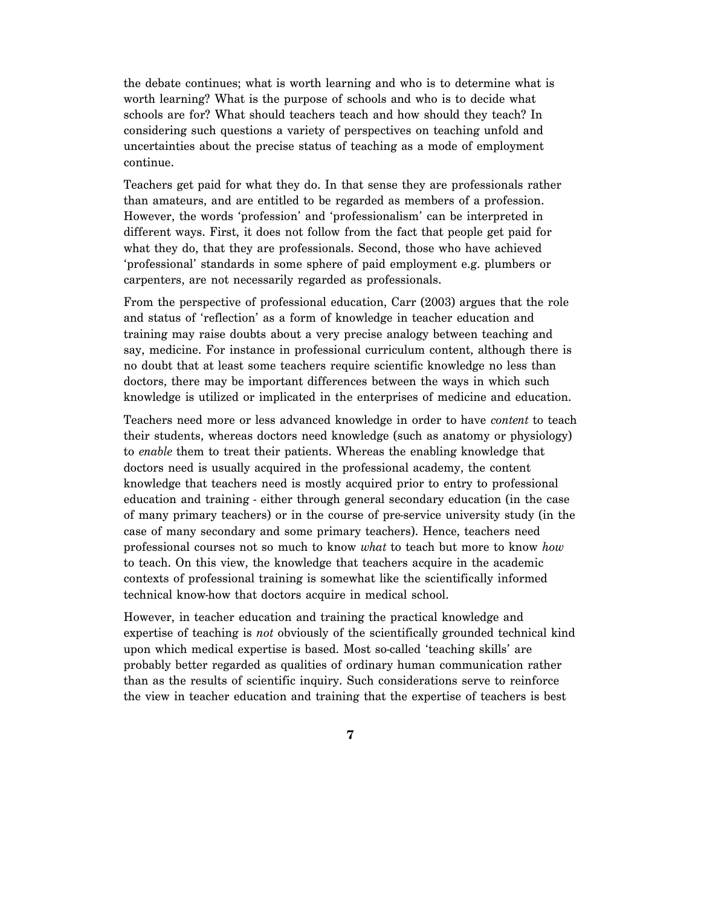the debate continues; what is worth learning and who is to determine what is worth learning? What is the purpose of schools and who is to decide what schools are for? What should teachers teach and how should they teach? In considering such questions a variety of perspectives on teaching unfold and uncertainties about the precise status of teaching as a mode of employment continue.

Teachers get paid for what they do. In that sense they are professionals rather than amateurs, and are entitled to be regarded as members of a profession. However, the words 'profession' and 'professionalism' can be interpreted in different ways. First, it does not follow from the fact that people get paid for what they do, that they are professionals. Second, those who have achieved 'professional' standards in some sphere of paid employment e.g. plumbers or carpenters, are not necessarily regarded as professionals.

From the perspective of professional education, Carr (2003) argues that the role and status of 'reflection' as a form of knowledge in teacher education and training may raise doubts about a very precise analogy between teaching and say, medicine. For instance in professional curriculum content, although there is no doubt that at least some teachers require scientific knowledge no less than doctors, there may be important differences between the ways in which such knowledge is utilized or implicated in the enterprises of medicine and education.

Teachers need more or less advanced knowledge in order to have *content* to teach their students, whereas doctors need knowledge (such as anatomy or physiology) to *enable* them to treat their patients. Whereas the enabling knowledge that doctors need is usually acquired in the professional academy, the content knowledge that teachers need is mostly acquired prior to entry to professional education and training - either through general secondary education (in the case of many primary teachers) or in the course of pre-service university study (in the case of many secondary and some primary teachers). Hence, teachers need professional courses not so much to know *what* to teach but more to know *how* to teach. On this view, the knowledge that teachers acquire in the academic contexts of professional training is somewhat like the scientifically informed technical know-how that doctors acquire in medical school.

However, in teacher education and training the practical knowledge and expertise of teaching is *not* obviously of the scientifically grounded technical kind upon which medical expertise is based. Most so-called 'teaching skills' are probably better regarded as qualities of ordinary human communication rather than as the results of scientific inquiry. Such considerations serve to reinforce the view in teacher education and training that the expertise of teachers is best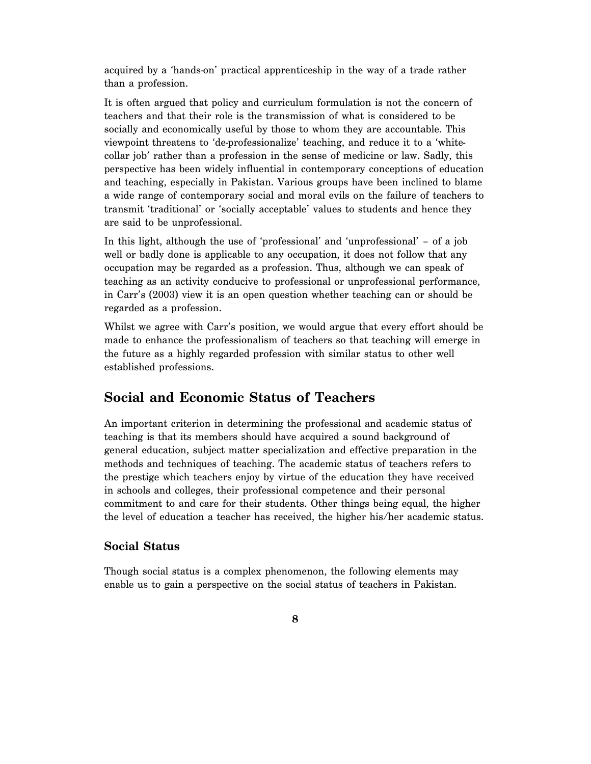acquired by a 'hands-on' practical apprenticeship in the way of a trade rather than a profession.

It is often argued that policy and curriculum formulation is not the concern of teachers and that their role is the transmission of what is considered to be socially and economically useful by those to whom they are accountable. This viewpoint threatens to 'de-professionalize' teaching, and reduce it to a 'white-collar job' rather than a profession in the sense of medicine or law. Sadly, this perspective has been widely influential in contemporary conceptions of education and teaching, especially in Pakistan. Various groups have been inclined to blame a wide range of contemporary social and moral evils on the failure of teachers to transmit 'traditional' or 'socially acceptable' values to students and hence they are said to be unprofessional.

In this light, although the use of 'professional' and 'unprofessional' – of a job well or badly done is applicable to any occupation, it does not follow that any occupation may be regarded as a profession. Thus, although we can speak of teaching as an activity conducive to professional or unprofessional performance, in Carr's (2003) view it is an open question whether teaching can or should be regarded as a profession.

Whilst we agree with Carr's position, we would argue that every effort should be made to enhance the professionalism of teachers so that teaching will emerge in the future as a highly regarded profession with similar status to other well established professions.

## Social and Economic Status of Teachers

An important criterion in determining the professional and academic status of teaching is that its members should have acquired a sound background of general education, subject matter specialization and effective preparation in the methods and techniques of teaching. The academic status of teachers refers to the prestige which teachers enjoy by virtue of the education they have received in schools and colleges, their professional competence and their personal commitment to and care for their students. Other things being equal, the higher the level of education a teacher has received, the higher his/her academic status.

### Social Status

Though social status is a complex phenomenon, the following elements may enable us to gain a perspective on the social status of teachers in Pakistan.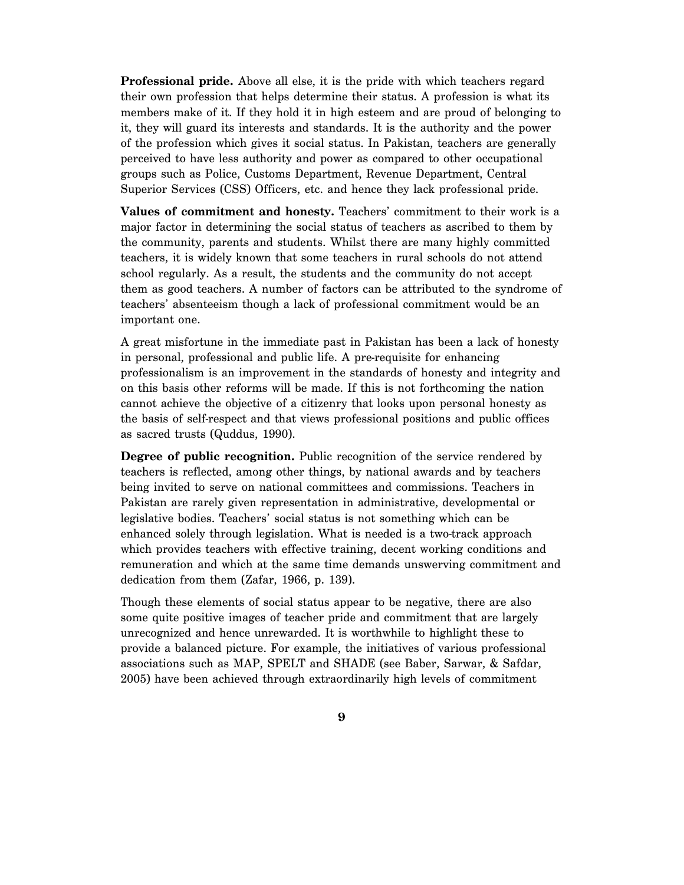**Professional pride.** Above all else, it is the pride with which teachers regard their own profession that helps determine their status. A profession is what its members make of it. If they hold it in high esteem and are proud of belonging to it, they will guard its interests and standards. It is the authority and the power of the profession which gives it social status. In Pakistan, teachers are generally perceived to have less authority and power as compared to other occupational groups such as Police, Customs Department, Revenue Department, Central Superior Services (CSS) Officers, etc. and hence they lack professional pride.

**Values of commitment and honesty.** Teachers' commitment to their work is a major factor in determining the social status of teachers as ascribed to them by the community, parents and students. Whilst there are many highly committed teachers, it is widely known that some teachers in rural schools do not attend school regularly. As a result, the students and the community do not accept them as good teachers. A number of factors can be attributed to the syndrome of teachers' absenteeism though a lack of professional commitment would be an important one.

A great misfortune in the immediate past in Pakistan has been a lack of honesty in personal, professional and public life. A pre-requisite for enhancing professionalism is an improvement in the standards of honesty and integrity and on this basis other reforms will be made. If this is not forthcoming the nation cannot achieve the objective of a citizenry that looks upon personal honesty as the basis of self-respect and that views professional positions and public offices as sacred trusts (Quddus, 1990).

**Degree of public recognition.** Public recognition of the service rendered by teachers is reflected, among other things, by national awards and by teachers being invited to serve on national committees and commissions. Teachers in Pakistan are rarely given representation in administrative, developmental or legislative bodies. Teachers' social status is not something which can be enhanced solely through legislation. What is needed is a two-track approach which provides teachers with effective training, decent working conditions and remuneration and which at the same time demands unswerving commitment and dedication from them (Zafar, 1966, p. 139).

Though these elements of social status appear to be negative, there are also some quite positive images of teacher pride and commitment that are largely unrecognized and hence unrewarded. It is worthwhile to highlight these to provide a balanced picture. For example, the initiatives of various professional associations such as MAP, SPELT and SHADE (see Baber, Sarwar, & Safdar, 2005) have been achieved through extraordinarily high levels of commitment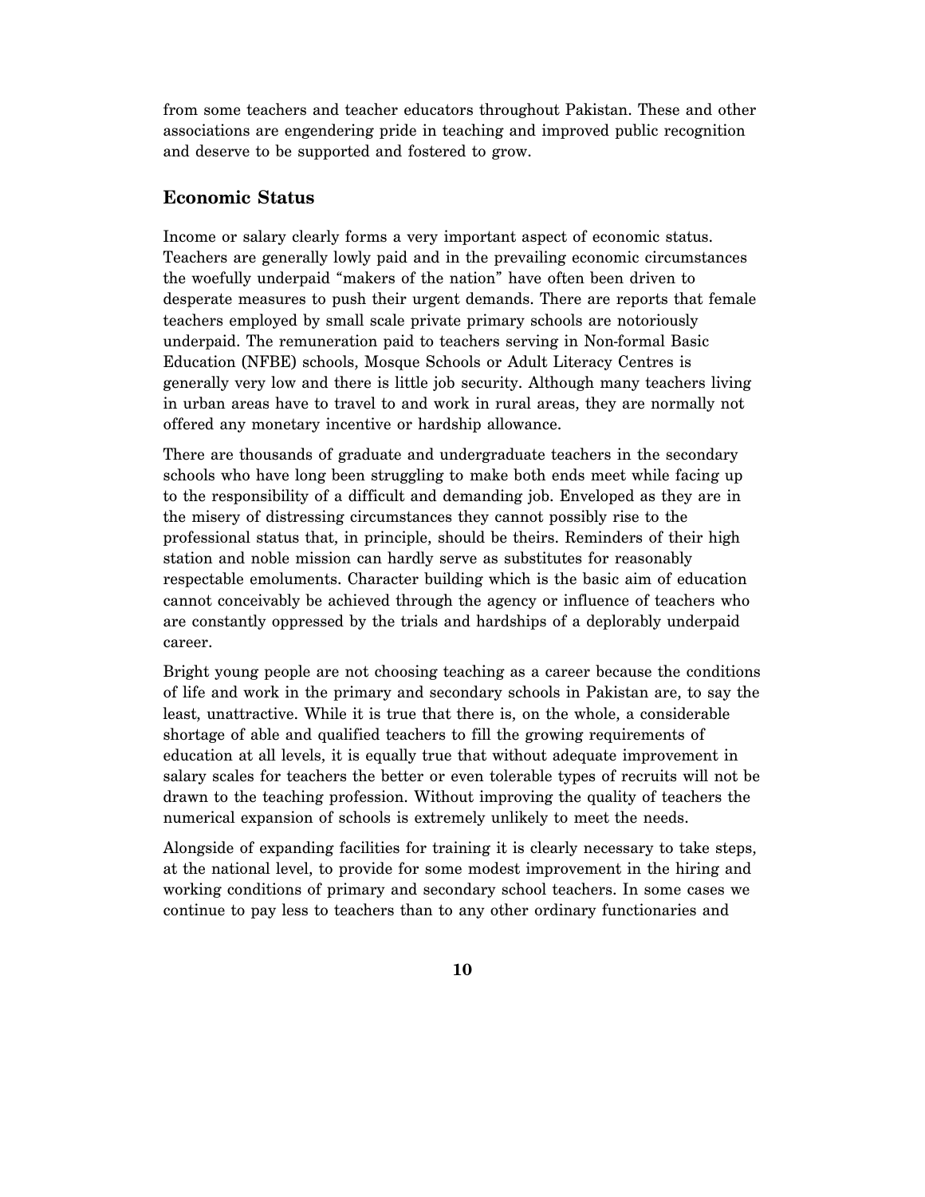from some teachers and teacher educators throughout Pakistan. These and other associations are engendering pride in teaching and improved public recognition and deserve to be supported and fostered to grow.

## Economic Status

Income or salary clearly forms a very important aspect of economic status. Teachers are generally lowly paid and in the prevailing economic circumstances the woefully underpaid "makers of the nation" have often been driven to desperate measures to push their urgent demands. There are reports that female teachers employed by small scale private primary schools are notoriously underpaid. The remuneration paid to teachers serving in Non-formal Basic Education (NFBE) schools, Mosque Schools or Adult Literacy Centres is generally very low and there is little job security. Although many teachers living in urban areas have to travel to and work in rural areas, they are normally not offered any monetary incentive or hardship allowance.

There are thousands of graduate and undergraduate teachers in the secondary schools who have long been struggling to make both ends meet while facing up to the responsibility of a difficult and demanding job. Enveloped as they are in the misery of distressing circumstances they cannot possibly rise to the professional status that, in principle, should be theirs. Reminders of their high station and noble mission can hardly serve as substitutes for reasonably respectable emoluments. Character building which is the basic aim of education cannot conceivably be achieved through the agency or influence of teachers who are constantly oppressed by the trials and hardships of a deplorably underpaid career.

Bright young people are not choosing teaching as a career because the conditions of life and work in the primary and secondary schools in Pakistan are, to say the least, unattractive. While it is true that there is, on the whole, a considerable shortage of able and qualified teachers to fill the growing requirements of education at all levels, it is equally true that without adequate improvement in salary scales for teachers the better or even tolerable types of recruits will not be drawn to the teaching profession. Without improving the quality of teachers the numerical expansion of schools is extremely unlikely to meet the needs.

Alongside of expanding facilities for training it is clearly necessary to take steps, at the national level, to provide for some modest improvement in the hiring and working conditions of primary and secondary school teachers. In some cases we continue to pay less to teachers than to any other ordinary functionaries and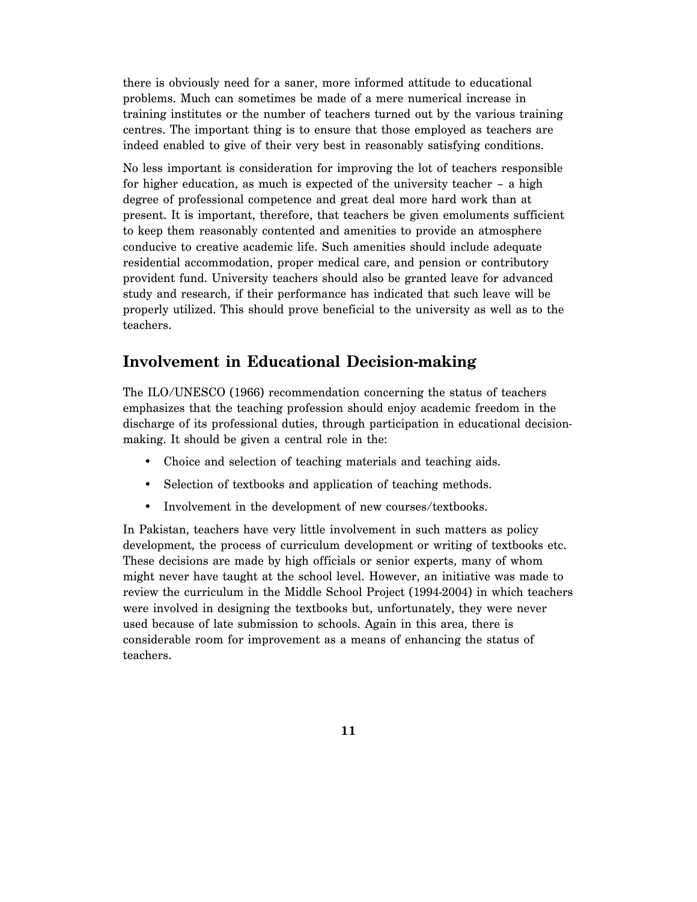there is obviously need for a saner, more informed attitude to educational problems. Much can sometimes be made of a mere numerical increase in training institutes or the number of teachers turned out by the various training centres. The important thing is to ensure that those employed as teachers are indeed enabled to give of their very best in reasonably satisfying conditions.

No less important is consideration for improving the lot of teachers responsible for higher education, as much is expected of the university teacher – a high degree of professional competence and great deal more hard work than at present. It is important, therefore, that teachers be given emoluments sufficient to keep them reasonably contented and amenities to provide an atmosphere conducive to creative academic life. Such amenities should include adequate residential accommodation, proper medical care, and pension or contributory provident fund. University teachers should also be granted leave for advanced study and research, if their performance has indicated that such leave will be properly utilized. This should prove beneficial to the university as well as to the teachers.

## Involvement in Educational Decision-making

The ILO/UNESCO (1966) recommendation concerning the status of teachers emphasizes that the teaching profession should enjoy academic freedom in the discharge of its professional duties, through participation in educational decision-making. It should be given a central role in the:

- Choice and selection of teaching materials and teaching aids.
- Selection of textbooks and application of teaching methods.
- Involvement in the development of new courses/textbooks.

In Pakistan, teachers have very little involvement in such matters as policy development, the process of curriculum development or writing of textbooks etc. These decisions are made by high officials or senior experts, many of whom might never have taught at the school level. However, an initiative was made to review the curriculum in the Middle School Project (1994-2004) in which teachers were involved in designing the textbooks but, unfortunately, they were never used because of late submission to schools. Again in this area, there is considerable room for improvement as a means of enhancing the status of teachers.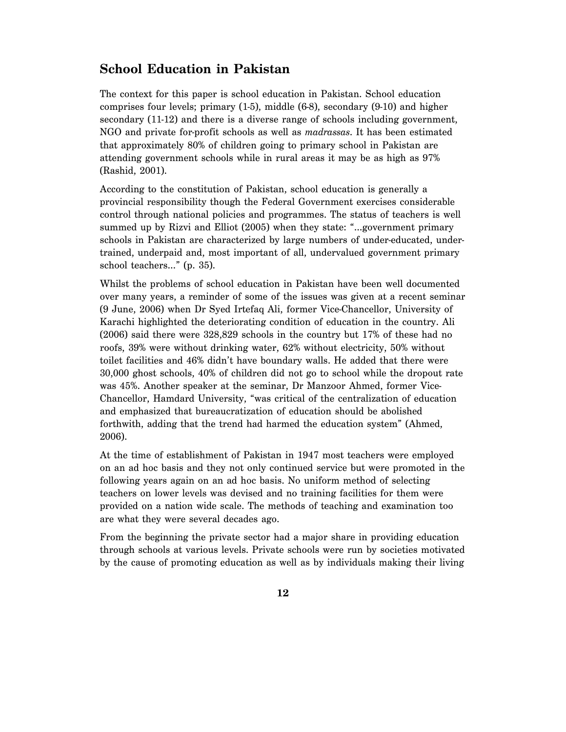## School Education in Pakistan

The context for this paper is school education in Pakistan. School education comprises four levels; primary (1-5), middle (6-8), secondary (9-10) and higher secondary (11-12) and there is a diverse range of schools including government, NGO and private for-profit schools as well as *madrassas*. It has been estimated that approximately 80% of children going to primary school in Pakistan are attending government schools while in rural areas it may be as high as 97% (Rashid, 2001).

According to the constitution of Pakistan, school education is generally a provincial responsibility though the Federal Government exercises considerable control through national policies and programmes. The status of teachers is well summed up by Rizvi and Elliot (2005) when they state: "...government primary schools in Pakistan are characterized by large numbers of under-educated, under-trained, underpaid and, most important of all, undervalued government primary school teachers..." (p. 35).

Whilst the problems of school education in Pakistan have been well documented over many years, a reminder of some of the issues was given at a recent seminar (9 June, 2006) when Dr Syed Irtefaq Ali, former Vice-Chancellor, University of Karachi highlighted the deteriorating condition of education in the country. Ali (2006) said there were 328,829 schools in the country but 17% of these had no roofs, 39% were without drinking water, 62% without electricity, 50% without toilet facilities and 46% didn't have boundary walls. He added that there were 30,000 ghost schools, 40% of children did not go to school while the dropout rate was 45%. Another speaker at the seminar, Dr Manzoor Ahmed, former Vice-Chancellor, Hamdard University, "was critical of the centralization of education and emphasized that bureaucratization of education should be abolished forthwith, adding that the trend had harmed the education system" (Ahmed, 2006).

At the time of establishment of Pakistan in 1947 most teachers were employed on an ad hoc basis and they not only continued service but were promoted in the following years again on an ad hoc basis. No uniform method of selecting teachers on lower levels was devised and no training facilities for them were provided on a nation wide scale. The methods of teaching and examination too are what they were several decades ago.

From the beginning the private sector had a major share in providing education through schools at various levels. Private schools were run by societies motivated by the cause of promoting education as well as by individuals making their living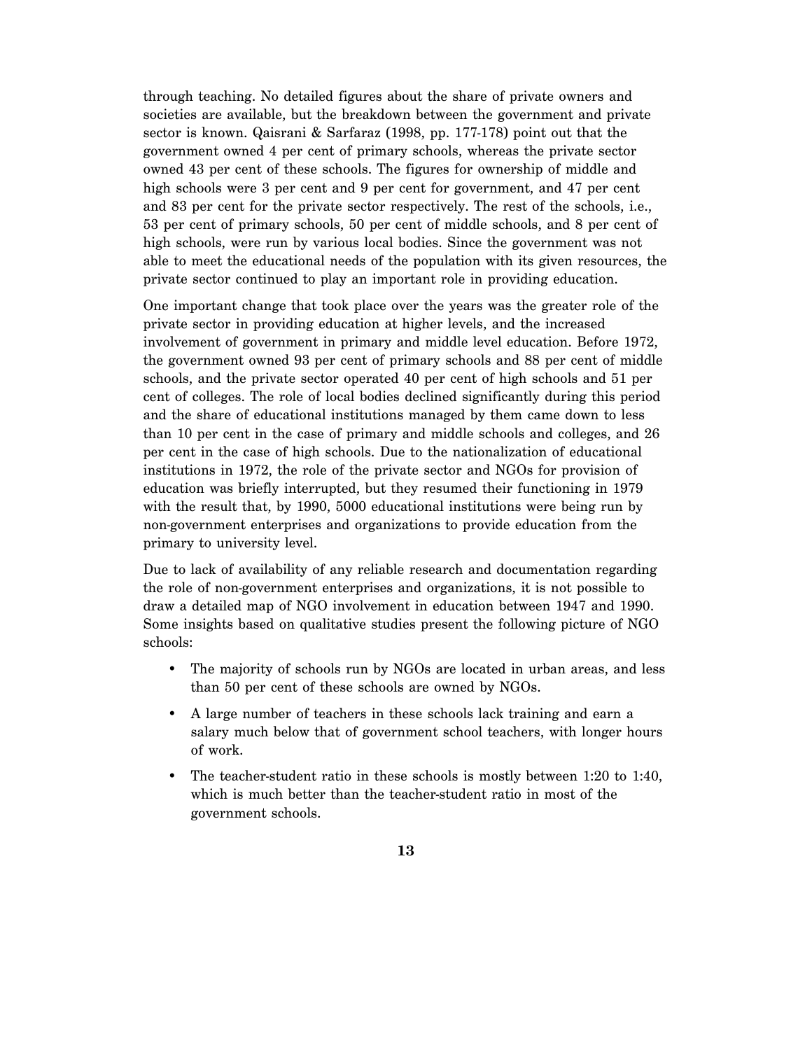through teaching. No detailed figures about the share of private owners and societies are available, but the breakdown between the government and private sector is known. Qaisrani & Sarfaraz (1998, pp. 177-178) point out that the government owned 4 per cent of primary schools, whereas the private sector owned 43 per cent of these schools. The figures for ownership of middle and high schools were 3 per cent and 9 per cent for government, and 47 per cent and 83 per cent for the private sector respectively. The rest of the schools, i.e., 53 per cent of primary schools, 50 per cent of middle schools, and 8 per cent of high schools, were run by various local bodies. Since the government was not able to meet the educational needs of the population with its given resources, the private sector continued to play an important role in providing education.

One important change that took place over the years was the greater role of the private sector in providing education at higher levels, and the increased involvement of government in primary and middle level education. Before 1972, the government owned 93 per cent of primary schools and 88 per cent of middle schools, and the private sector operated 40 per cent of high schools and 51 per cent of colleges. The role of local bodies declined significantly during this period and the share of educational institutions managed by them came down to less than 10 per cent in the case of primary and middle schools and colleges, and 26 per cent in the case of high schools. Due to the nationalization of educational institutions in 1972, the role of the private sector and NGOs for provision of education was briefly interrupted, but they resumed their functioning in 1979 with the result that, by 1990, 5000 educational institutions were being run by non-government enterprises and organizations to provide education from the primary to university level.

Due to lack of availability of any reliable research and documentation regarding the role of non-government enterprises and organizations, it is not possible to draw a detailed map of NGO involvement in education between 1947 and 1990. Some insights based on qualitative studies present the following picture of NGO schools:

- The majority of schools run by NGOs are located in urban areas, and less than 50 per cent of these schools are owned by NGOs.
- A large number of teachers in these schools lack training and earn a salary much below that of government school teachers, with longer hours of work.
- The teacher-student ratio in these schools is mostly between 1:20 to 1:40, which is much better than the teacher-student ratio in most of the government schools.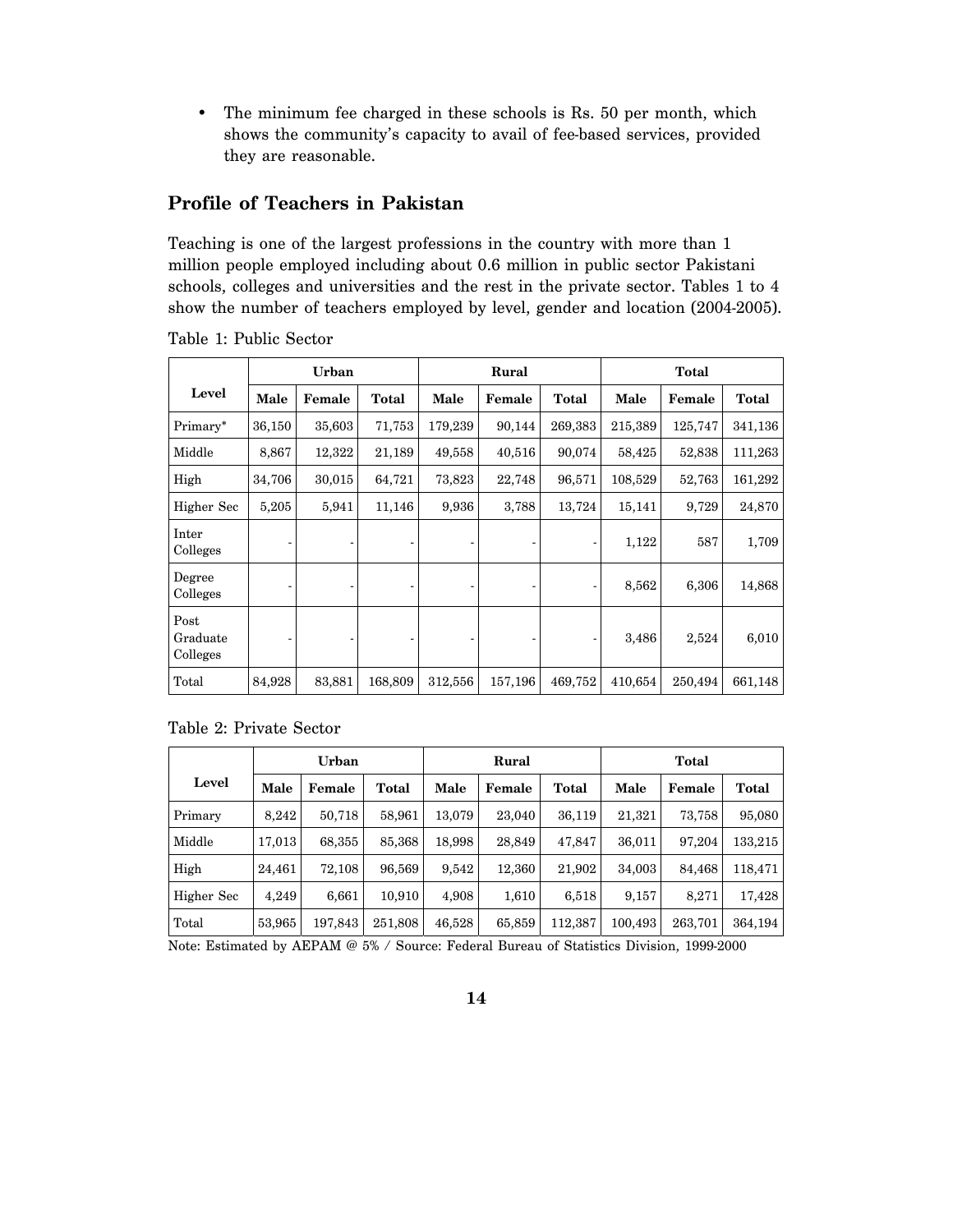- The minimum fee charged in these schools is Rs. 50 per month, which shows the community's capacity to avail of fee-based services, provided they are reasonable.

## Profile of Teachers in Pakistan

Teaching is one of the largest professions in the country with more than 1 million people employed including about 0.6 million in public sector Pakistani schools, colleges and universities and the rest in the private sector. Tables 1 to 4 show the number of teachers employed by level, gender and location (2004-2005).

Table 1: Public Sector

| Level | Urban | | | Rural | | | Total | | |
|---|---|---|---|---|---|---|---|---|---|
| | Male | Female | Total | Male | Female | Total | Male | Female | Total |
| Primary* | 36,150 | 35,603 | 71,753 | 179,239 | 90,144 | 269,383 | 215,389 | 125,747 | 341,136 |
| Middle | 8,867 | 12,322 | 21,189 | 49,558 | 40,516 | 90,074 | 58,425 | 52,838 | 111,263 |
| High | 34,706 | 30,015 | 64,721 | 73,823 | 22,748 | 96,571 | 108,529 | 52,763 | 161,292 |
| Higher Sec | 5,205 | 5,941 | 11,146 | 9,936 | 3,788 | 13,724 | 15,141 | 9,729 | 24,870 |
| Inter Colleges | - | - | - | - | - | - | 1,122 | 587 | 1,709 |
| Degree Colleges | - | - | - | - | - | - | 8,562 | 6,306 | 14,868 |
| Post Graduate Colleges | - | - | - | - | - | - | 3,486 | 2,524 | 6,010 |
| Total | 84,928 | 83,881 | 168,809 | 312,556 | 157,196 | 469,752 | 410,654 | 250,494 | 661,148 |

Table 2: Private Sector

| Level | Urban | | | Rural | | | Total | | |
|---|---|---|---|---|---|---|---|---|---|
| | Male | Female | Total | Male | Female | Total | Male | Female | Total |
| Primary | 8,242 | 50,718 | 58,961 | 13,079 | 23,040 | 36,119 | 21,321 | 73,758 | 95,080 |
| Middle | 17,013 | 68,355 | 85,368 | 18,998 | 28,849 | 47,847 | 36,011 | 97,204 | 133,215 |
| High | 24,461 | 72,108 | 96,569 | 9,542 | 12,360 | 21,902 | 34,003 | 84,468 | 118,471 |
| Higher Sec | 4,249 | 6,661 | 10,910 | 4,908 | 1,610 | 6,518 | 9,157 | 8,271 | 17,428 |
| Total | 53,965 | 197,843 | 251,808 | 46,528 | 65,859 | 112,387 | 100,493 | 263,701 | 364,194 |

Note: Estimated by AEPAM @ 5% / Source: Federal Bureau of Statistics Division, 1999-2000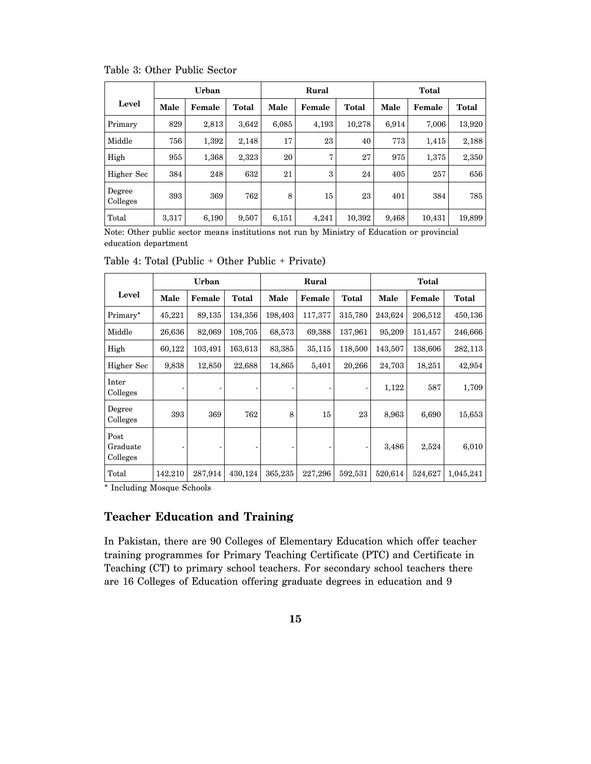Table 3: Other Public Sector

| Level | Urban | | | Rural | | | Total | | |
|---|---|---|---|---|---|---|---|---|---|
| | Male | Female | Total | Male | Female | Total | Male | Female | Total |
| Primary | 829 | 2,813 | 3,642 | 6,085 | 4,193 | 10,278 | 6,914 | 7,006 | 13,920 |
| Middle | 756 | 1,392 | 2,148 | 17 | 23 | 40 | 773 | 1,415 | 2,188 |
| High | 955 | 1,368 | 2,323 | 20 | 7 | 27 | 975 | 1,375 | 2,350 |
| Higher Sec | 384 | 248 | 632 | 21 | 3 | 24 | 405 | 257 | 656 |
| Degree Colleges | 393 | 369 | 762 | 8 | 15 | 23 | 401 | 384 | 785 |
| Total | 3,317 | 6,190 | 9,507 | 6,151 | 4,241 | 10,392 | 9,468 | 10,431 | 19,899 |

Note: Other public sector means institutions not run by Ministry of Education or provincial education department

Table 4: Total (Public + Other Public + Private)

| Level | Urban | | | Rural | | | Total | | |
|---|---|---|---|---|---|---|---|---|---|
| | Male | Female | Total | Male | Female | Total | Male | Female | Total |
| Primary* | 45,221 | 89,135 | 134,356 | 198,403 | 117,377 | 315,780 | 243,624 | 206,512 | 450,136 |
| Middle | 26,636 | 82,069 | 108,705 | 68,573 | 69,388 | 137,961 | 95,209 | 151,457 | 246,666 |
| High | 60,122 | 103,491 | 163,613 | 83,385 | 35,115 | 118,500 | 143,507 | 138,606 | 282,113 |
| Higher Sec | 9,838 | 12,850 | 22,688 | 14,865 | 5,401 | 20,266 | 24,703 | 18,251 | 42,954 |
| Inter Colleges | - | - | - | - | - | - | 1,122 | 587 | 1,709 |
| Degree Colleges | 393 | 369 | 762 | 8 | 15 | 23 | 8,963 | 6,690 | 15,653 |
| Post Graduate Colleges | - | - | - | - | - | - | 3,486 | 2,524 | 6,010 |
| Total | 142,210 | 287,914 | 430,124 | 365,235 | 227,296 | 592,531 | 520,614 | 524,627 | 1,045,241 |

* Including Mosque Schools

## Teacher Education and Training

In Pakistan, there are 90 Colleges of Elementary Education which offer teacher training programmes for Primary Teaching Certificate (PTC) and Certificate in Teaching (CT) to primary school teachers. For secondary school teachers there are 16 Colleges of Education offering graduate degrees in education and 9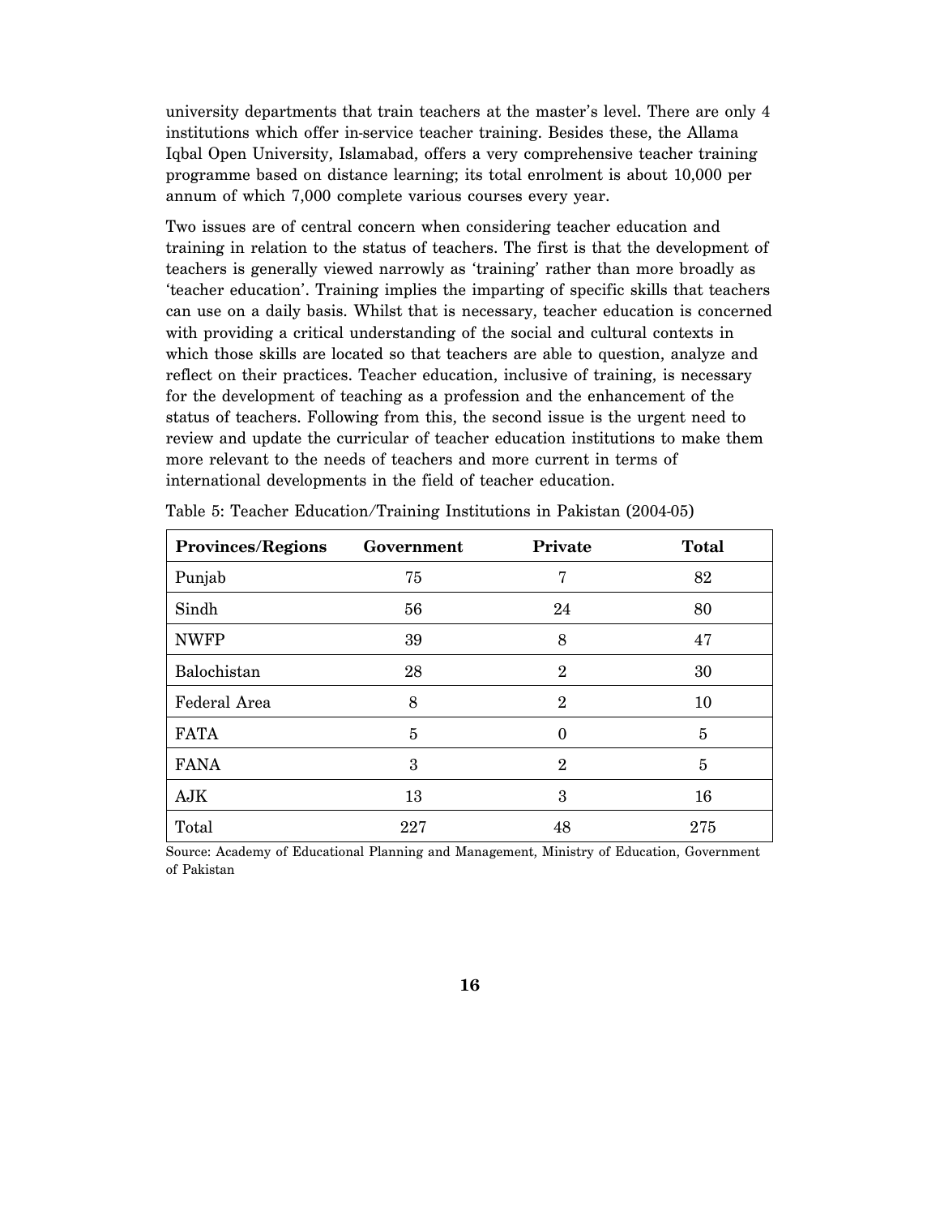university departments that train teachers at the master's level. There are only 4 institutions which offer in-service teacher training. Besides these, the Allama Iqbal Open University, Islamabad, offers a very comprehensive teacher training programme based on distance learning; its total enrolment is about 10,000 per annum of which 7,000 complete various courses every year.

Two issues are of central concern when considering teacher education and training in relation to the status of teachers. The first is that the development of teachers is generally viewed narrowly as 'training' rather than more broadly as 'teacher education'. Training implies the imparting of specific skills that teachers can use on a daily basis. Whilst that is necessary, teacher education is concerned with providing a critical understanding of the social and cultural contexts in which those skills are located so that teachers are able to question, analyze and reflect on their practices. Teacher education, inclusive of training, is necessary for the development of teaching as a profession and the enhancement of the status of teachers. Following from this, the second issue is the urgent need to review and update the curricular of teacher education institutions to make them more relevant to the needs of teachers and more current in terms of international developments in the field of teacher education.

Table 5: Teacher Education/Training Institutions in Pakistan (2004-05)

| Provinces/Regions | Government | Private | Total |
|---|---|---|---|
| Punjab | 75 | 7 | 82 |
| Sindh | 56 | 24 | 80 |
| NWFP | 39 | 8 | 47 |
| Balochistan | 28 | 2 | 30 |
| Federal Area | 8 | 2 | 10 |
| FATA | 5 | 0 | 5 |
| FANA | 3 | 2 | 5 |
| AJK | 13 | 3 | 16 |
| Total | 227 | 48 | 275 |

Source: Academy of Educational Planning and Management, Ministry of Education, Government of Pakistan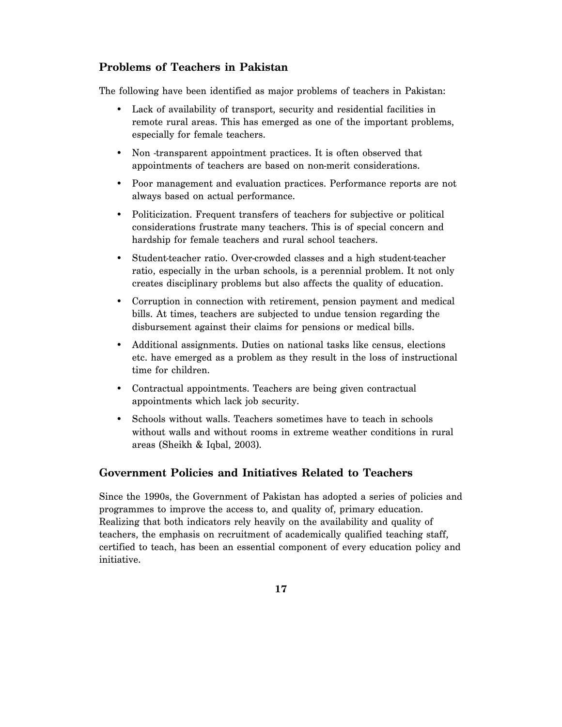## Problems of Teachers in Pakistan

The following have been identified as major problems of teachers in Pakistan:

- Lack of availability of transport, security and residential facilities in remote rural areas. This has emerged as one of the important problems, especially for female teachers.
- Non -transparent appointment practices. It is often observed that appointments of teachers are based on non-merit considerations.
- Poor management and evaluation practices. Performance reports are not always based on actual performance.
- Politicization. Frequent transfers of teachers for subjective or political considerations frustrate many teachers. This is of special concern and hardship for female teachers and rural school teachers.
- Student-teacher ratio. Over-crowded classes and a high student-teacher ratio, especially in the urban schools, is a perennial problem. It not only creates disciplinary problems but also affects the quality of education.
- Corruption in connection with retirement, pension payment and medical bills. At times, teachers are subjected to undue tension regarding the disbursement against their claims for pensions or medical bills.
- Additional assignments. Duties on national tasks like census, elections etc. have emerged as a problem as they result in the loss of instructional time for children.
- Contractual appointments. Teachers are being given contractual appointments which lack job security.
- Schools without walls. Teachers sometimes have to teach in schools without walls and without rooms in extreme weather conditions in rural areas (Sheikh & Iqbal, 2003).

## Government Policies and Initiatives Related to Teachers

Since the 1990s, the Government of Pakistan has adopted a series of policies and programmes to improve the access to, and quality of, primary education. Realizing that both indicators rely heavily on the availability and quality of teachers, the emphasis on recruitment of academically qualified teaching staff, certified to teach, has been an essential component of every education policy and initiative.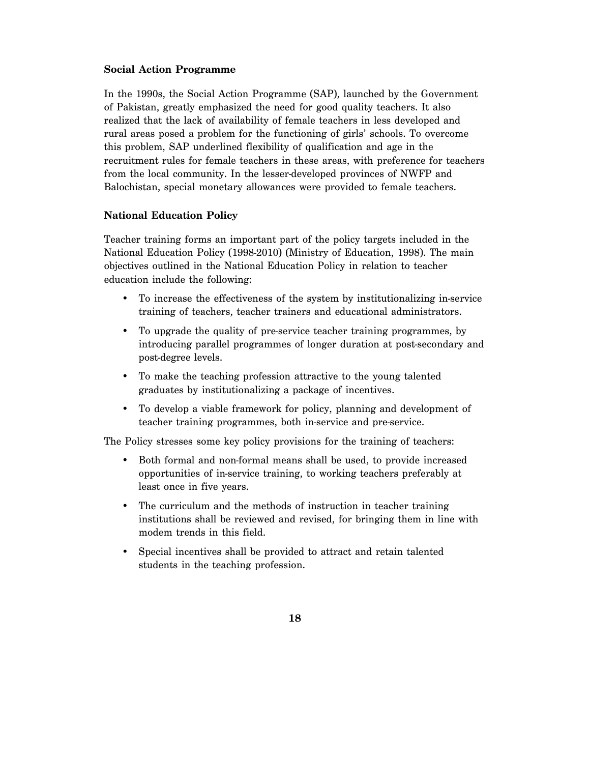**Social Action Programme**

In the 1990s, the Social Action Programme (SAP), launched by the Government of Pakistan, greatly emphasized the need for good quality teachers. It also realized that the lack of availability of female teachers in less developed and rural areas posed a problem for the functioning of girls' schools. To overcome this problem, SAP underlined flexibility of qualification and age in the recruitment rules for female teachers in these areas, with preference for teachers from the local community. In the lesser-developed provinces of NWFP and Balochistan, special monetary allowances were provided to female teachers.

**National Education Policy**

Teacher training forms an important part of the policy targets included in the National Education Policy (1998-2010) (Ministry of Education, 1998). The main objectives outlined in the National Education Policy in relation to teacher education include the following:

- To increase the effectiveness of the system by institutionalizing in-service training of teachers, teacher trainers and educational administrators.
- To upgrade the quality of pre-service teacher training programmes, by introducing parallel programmes of longer duration at post-secondary and post-degree levels.
- To make the teaching profession attractive to the young talented graduates by institutionalizing a package of incentives.
- To develop a viable framework for policy, planning and development of teacher training programmes, both in-service and pre-service.

The Policy stresses some key policy provisions for the training of teachers:

- Both formal and non-formal means shall be used, to provide increased opportunities of in-service training, to working teachers preferably at least once in five years.
- The curriculum and the methods of instruction in teacher training institutions shall be reviewed and revised, for bringing them in line with modem trends in this field.
- Special incentives shall be provided to attract and retain talented students in the teaching profession.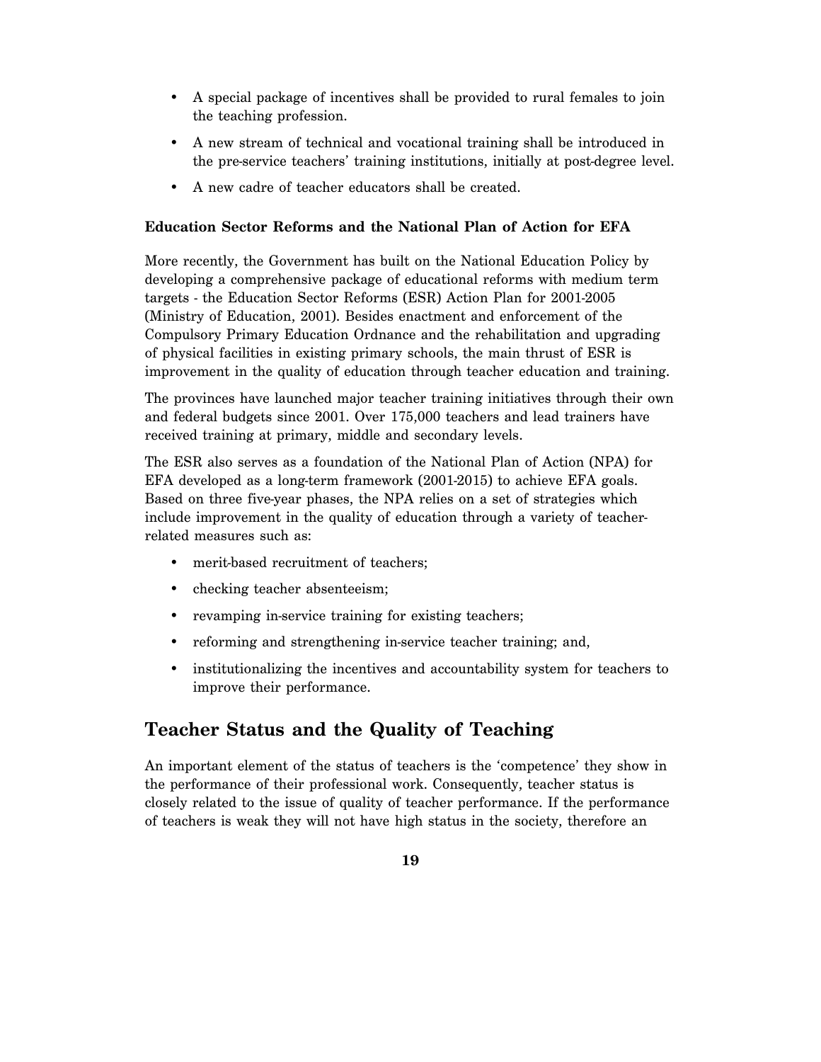- A special package of incentives shall be provided to rural females to join the teaching profession.
- A new stream of technical and vocational training shall be introduced in the pre-service teachers' training institutions, initially at post-degree level.
- A new cadre of teacher educators shall be created.

**Education Sector Reforms and the National Plan of Action for EFA**

More recently, the Government has built on the National Education Policy by developing a comprehensive package of educational reforms with medium term targets - the Education Sector Reforms (ESR) Action Plan for 2001-2005 (Ministry of Education, 2001). Besides enactment and enforcement of the Compulsory Primary Education Ordnance and the rehabilitation and upgrading of physical facilities in existing primary schools, the main thrust of ESR is improvement in the quality of education through teacher education and training.

The provinces have launched major teacher training initiatives through their own and federal budgets since 2001. Over 175,000 teachers and lead trainers have received training at primary, middle and secondary levels.

The ESR also serves as a foundation of the National Plan of Action (NPA) for EFA developed as a long-term framework (2001-2015) to achieve EFA goals. Based on three five-year phases, the NPA relies on a set of strategies which include improvement in the quality of education through a variety of teacher-related measures such as:

- merit-based recruitment of teachers;
- checking teacher absenteeism;
- revamping in-service training for existing teachers;
- reforming and strengthening in-service teacher training; and,
- institutionalizing the incentives and accountability system for teachers to improve their performance.

## Teacher Status and the Quality of Teaching

An important element of the status of teachers is the 'competence' they show in the performance of their professional work. Consequently, teacher status is closely related to the issue of quality of teacher performance. If the performance of teachers is weak they will not have high status in the society, therefore an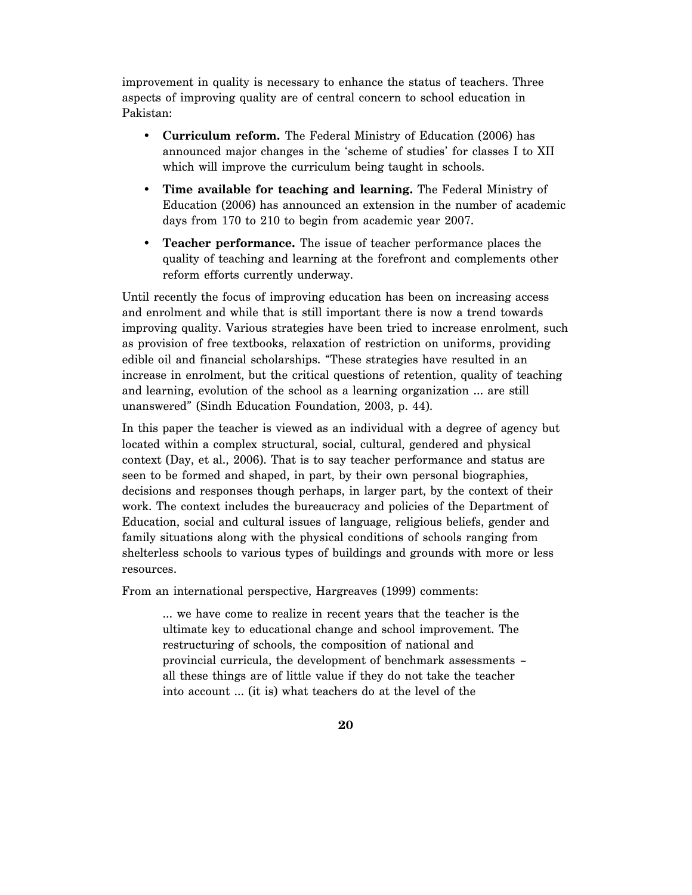improvement in quality is necessary to enhance the status of teachers. Three aspects of improving quality are of central concern to school education in Pakistan:

- **Curriculum reform.** The Federal Ministry of Education (2006) has announced major changes in the 'scheme of studies' for classes I to XII which will improve the curriculum being taught in schools.
- **Time available for teaching and learning.** The Federal Ministry of Education (2006) has announced an extension in the number of academic days from 170 to 210 to begin from academic year 2007.
- **Teacher performance.** The issue of teacher performance places the quality of teaching and learning at the forefront and complements other reform efforts currently underway.

Until recently the focus of improving education has been on increasing access and enrolment and while that is still important there is now a trend towards improving quality. Various strategies have been tried to increase enrolment, such as provision of free textbooks, relaxation of restriction on uniforms, providing edible oil and financial scholarships. "These strategies have resulted in an increase in enrolment, but the critical questions of retention, quality of teaching and learning, evolution of the school as a learning organization ... are still unanswered" (Sindh Education Foundation, 2003, p. 44).

In this paper the teacher is viewed as an individual with a degree of agency but located within a complex structural, social, cultural, gendered and physical context (Day, et al., 2006). That is to say teacher performance and status are seen to be formed and shaped, in part, by their own personal biographies, decisions and responses though perhaps, in larger part, by the context of their work. The context includes the bureaucracy and policies of the Department of Education, social and cultural issues of language, religious beliefs, gender and family situations along with the physical conditions of schools ranging from shelterless schools to various types of buildings and grounds with more or less resources.

From an international perspective, Hargreaves (1999) comments:

> ... we have come to realize in recent years that the teacher is the ultimate key to educational change and school improvement. The restructuring of schools, the composition of national and provincial curricula, the development of benchmark assessments – all these things are of little value if they do not take the teacher into account ... (it is) what teachers do at the level of the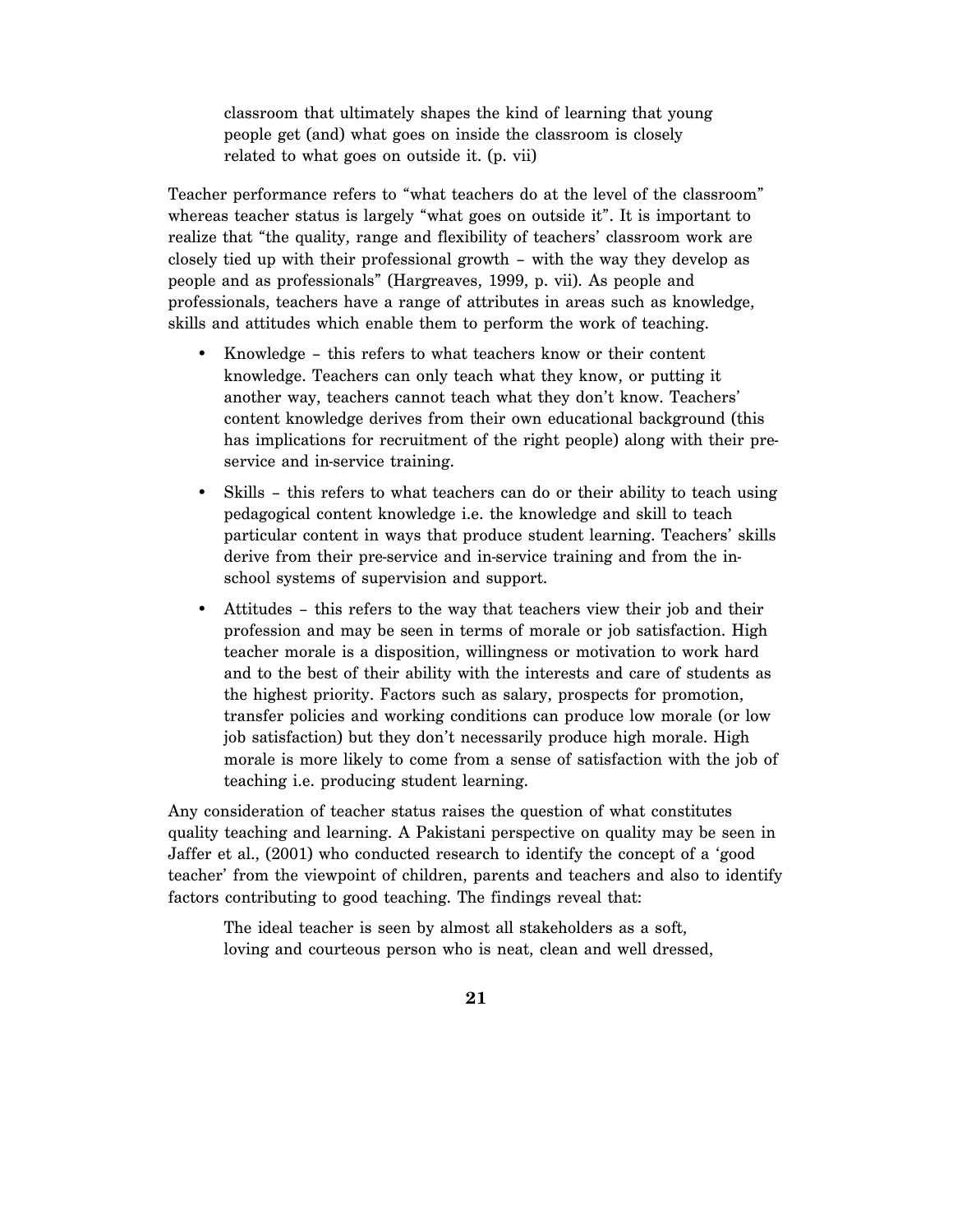> classroom that ultimately shapes the kind of learning that young people get (and) what goes on inside the classroom is closely related to what goes on outside it. (p. vii)

Teacher performance refers to "what teachers do at the level of the classroom" whereas teacher status is largely "what goes on outside it". It is important to realize that "the quality, range and flexibility of teachers' classroom work are closely tied up with their professional growth – with the way they develop as people and as professionals" (Hargreaves, 1999, p. vii). As people and professionals, teachers have a range of attributes in areas such as knowledge, skills and attitudes which enable them to perform the work of teaching.

- Knowledge – this refers to what teachers know or their content knowledge. Teachers can only teach what they know, or putting it another way, teachers cannot teach what they don't know. Teachers' content knowledge derives from their own educational background (this has implications for recruitment of the right people) along with their pre-service and in-service training.
- Skills – this refers to what teachers can do or their ability to teach using pedagogical content knowledge i.e. the knowledge and skill to teach particular content in ways that produce student learning. Teachers' skills derive from their pre-service and in-service training and from the in-school systems of supervision and support.
- Attitudes – this refers to the way that teachers view their job and their profession and may be seen in terms of morale or job satisfaction. High teacher morale is a disposition, willingness or motivation to work hard and to the best of their ability with the interests and care of students as the highest priority. Factors such as salary, prospects for promotion, transfer policies and working conditions can produce low morale (or low job satisfaction) but they don't necessarily produce high morale. High morale is more likely to come from a sense of satisfaction with the job of teaching i.e. producing student learning.

Any consideration of teacher status raises the question of what constitutes quality teaching and learning. A Pakistani perspective on quality may be seen in Jaffer et al., (2001) who conducted research to identify the concept of a 'good teacher' from the viewpoint of children, parents and teachers and also to identify factors contributing to good teaching. The findings reveal that:

> The ideal teacher is seen by almost all stakeholders as a soft, loving and courteous person who is neat, clean and well dressed,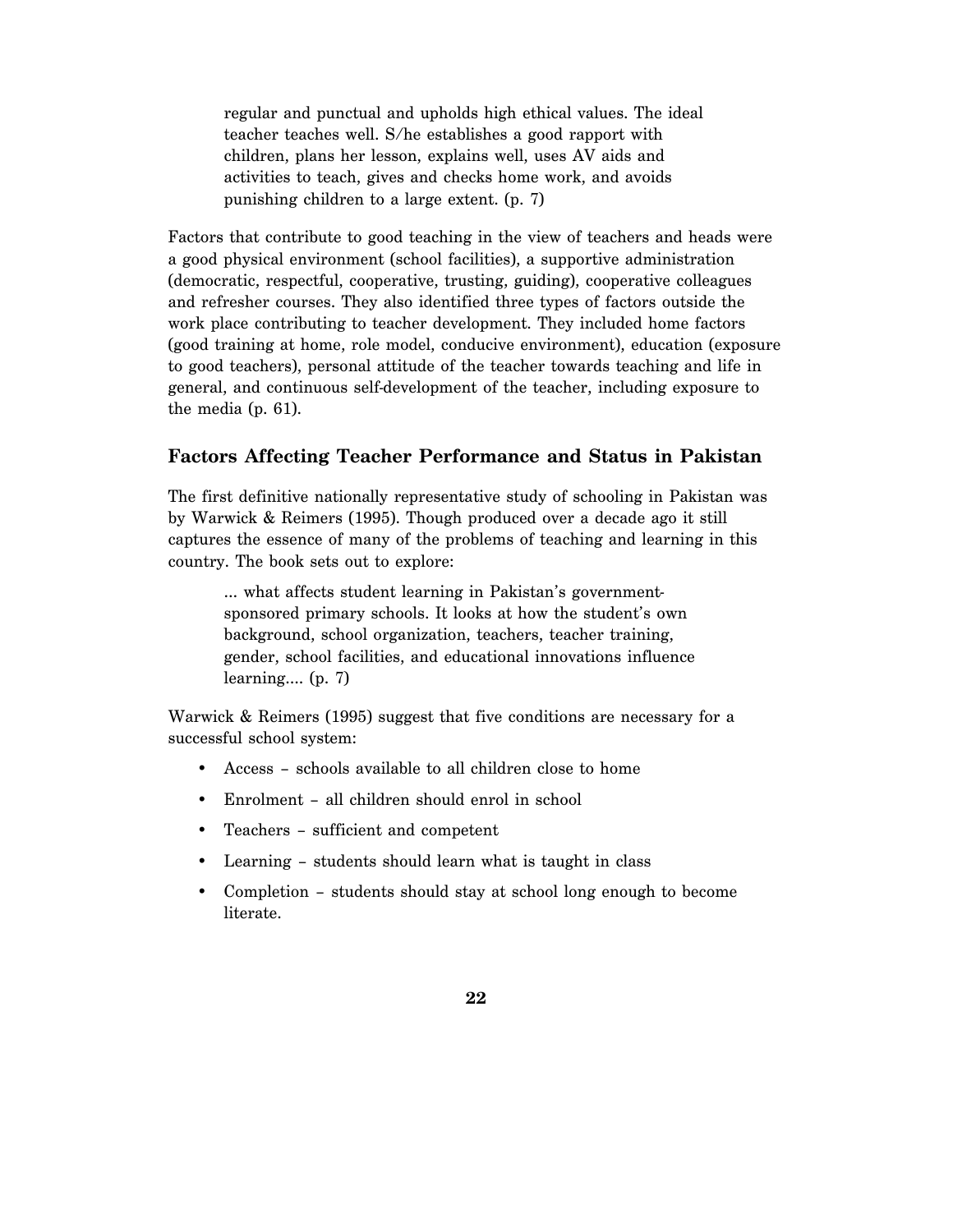> regular and punctual and upholds high ethical values. The ideal teacher teaches well. S/he establishes a good rapport with children, plans her lesson, explains well, uses AV aids and activities to teach, gives and checks home work, and avoids punishing children to a large extent. (p. 7)

Factors that contribute to good teaching in the view of teachers and heads were a good physical environment (school facilities), a supportive administration (democratic, respectful, cooperative, trusting, guiding), cooperative colleagues and refresher courses. They also identified three types of factors outside the work place contributing to teacher development. They included home factors (good training at home, role model, conducive environment), education (exposure to good teachers), personal attitude of the teacher towards teaching and life in general, and continuous self-development of the teacher, including exposure to the media (p. 61).

## Factors Affecting Teacher Performance and Status in Pakistan

The first definitive nationally representative study of schooling in Pakistan was by Warwick & Reimers (1995). Though produced over a decade ago it still captures the essence of many of the problems of teaching and learning in this country. The book sets out to explore:

> ... what affects student learning in Pakistan's government-sponsored primary schools. It looks at how the student's own background, school organization, teachers, teacher training, gender, school facilities, and educational innovations influence learning.... (p. 7)

Warwick & Reimers (1995) suggest that five conditions are necessary for a successful school system:

- Access – schools available to all children close to home
- Enrolment – all children should enrol in school
- Teachers – sufficient and competent
- Learning – students should learn what is taught in class
- Completion – students should stay at school long enough to become literate.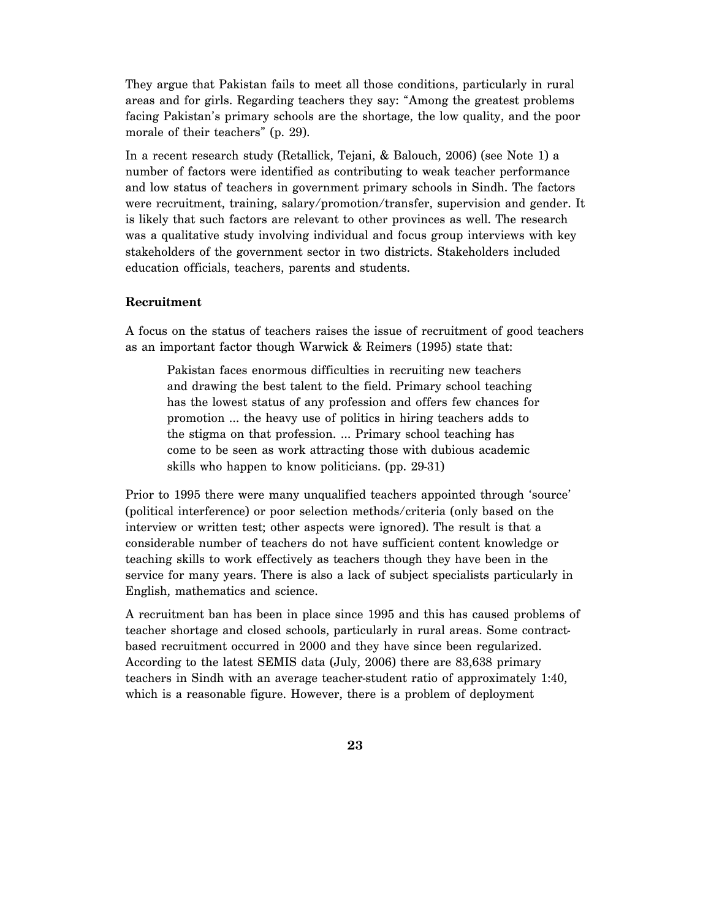They argue that Pakistan fails to meet all those conditions, particularly in rural areas and for girls. Regarding teachers they say: "Among the greatest problems facing Pakistan's primary schools are the shortage, the low quality, and the poor morale of their teachers" (p. 29).

In a recent research study (Retallick, Tejani, & Balouch, 2006) (see Note 1) a number of factors were identified as contributing to weak teacher performance and low status of teachers in government primary schools in Sindh. The factors were recruitment, training, salary/promotion/transfer, supervision and gender. It is likely that such factors are relevant to other provinces as well. The research was a qualitative study involving individual and focus group interviews with key stakeholders of the government sector in two districts. Stakeholders included education officials, teachers, parents and students.

### Recruitment

A focus on the status of teachers raises the issue of recruitment of good teachers as an important factor though Warwick & Reimers (1995) state that:

> Pakistan faces enormous difficulties in recruiting new teachers and drawing the best talent to the field. Primary school teaching has the lowest status of any profession and offers few chances for promotion ... the heavy use of politics in hiring teachers adds to the stigma on that profession. ... Primary school teaching has come to be seen as work attracting those with dubious academic skills who happen to know politicians. (pp. 29-31)

Prior to 1995 there were many unqualified teachers appointed through 'source' (political interference) or poor selection methods/criteria (only based on the interview or written test; other aspects were ignored). The result is that a considerable number of teachers do not have sufficient content knowledge or teaching skills to work effectively as teachers though they have been in the service for many years. There is also a lack of subject specialists particularly in English, mathematics and science.

A recruitment ban has been in place since 1995 and this has caused problems of teacher shortage and closed schools, particularly in rural areas. Some contract-based recruitment occurred in 2000 and they have since been regularized. According to the latest SEMIS data (July, 2006) there are 83,638 primary teachers in Sindh with an average teacher-student ratio of approximately 1:40, which is a reasonable figure. However, there is a problem of deployment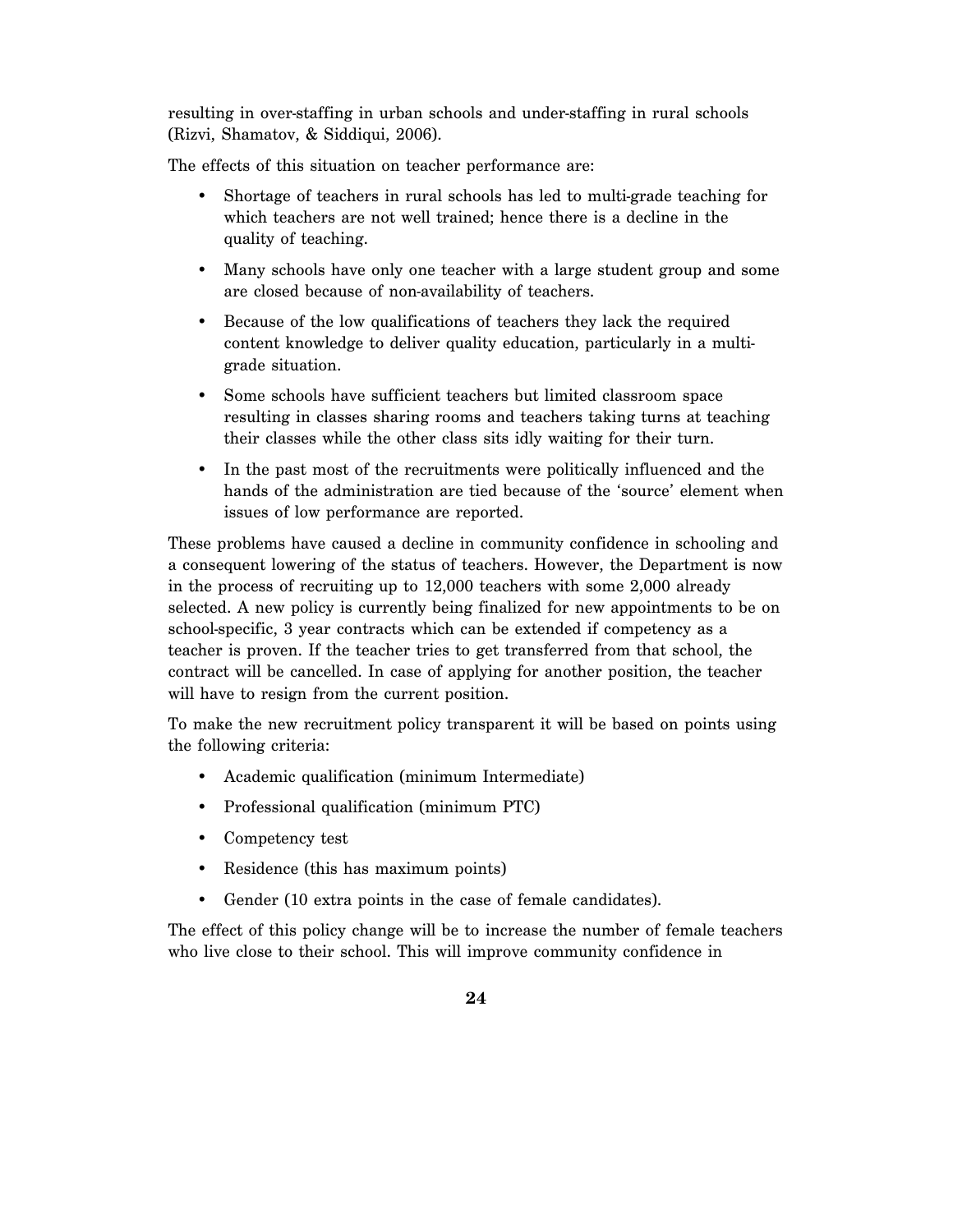resulting in over-staffing in urban schools and under-staffing in rural schools (Rizvi, Shamatov, & Siddiqui, 2006).

The effects of this situation on teacher performance are:

- Shortage of teachers in rural schools has led to multi-grade teaching for which teachers are not well trained; hence there is a decline in the quality of teaching.
- Many schools have only one teacher with a large student group and some are closed because of non-availability of teachers.
- Because of the low qualifications of teachers they lack the required content knowledge to deliver quality education, particularly in a multi-grade situation.
- Some schools have sufficient teachers but limited classroom space resulting in classes sharing rooms and teachers taking turns at teaching their classes while the other class sits idly waiting for their turn.
- In the past most of the recruitments were politically influenced and the hands of the administration are tied because of the 'source' element when issues of low performance are reported.

These problems have caused a decline in community confidence in schooling and a consequent lowering of the status of teachers. However, the Department is now in the process of recruiting up to 12,000 teachers with some 2,000 already selected. A new policy is currently being finalized for new appointments to be on school-specific, 3 year contracts which can be extended if competency as a teacher is proven. If the teacher tries to get transferred from that school, the contract will be cancelled. In case of applying for another position, the teacher will have to resign from the current position.

To make the new recruitment policy transparent it will be based on points using the following criteria:

- Academic qualification (minimum Intermediate)
- Professional qualification (minimum PTC)
- Competency test
- Residence (this has maximum points)
- Gender (10 extra points in the case of female candidates).

The effect of this policy change will be to increase the number of female teachers who live close to their school. This will improve community confidence in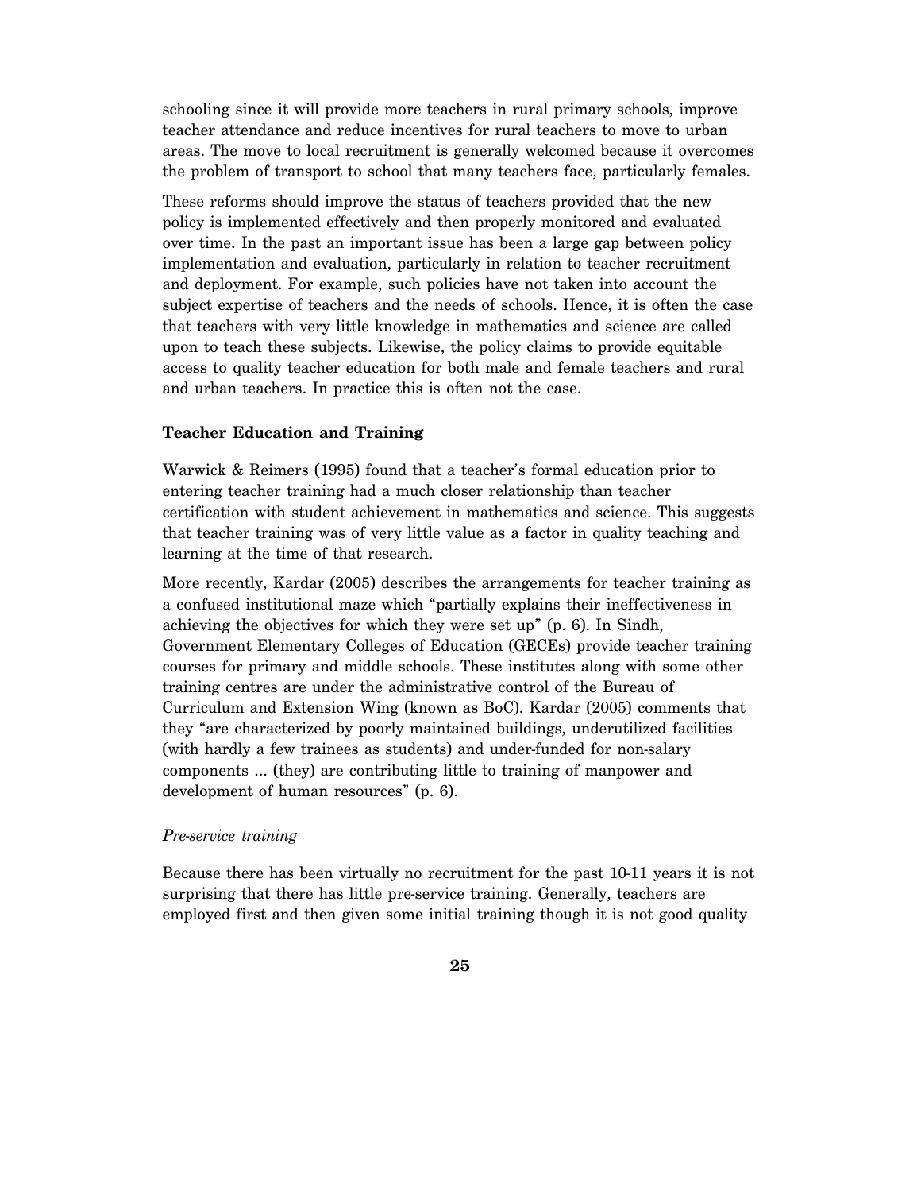schooling since it will provide more teachers in rural primary schools, improve teacher attendance and reduce incentives for rural teachers to move to urban areas. The move to local recruitment is generally welcomed because it overcomes the problem of transport to school that many teachers face, particularly females.

These reforms should improve the status of teachers provided that the new policy is implemented effectively and then properly monitored and evaluated over time. In the past an important issue has been a large gap between policy implementation and evaluation, particularly in relation to teacher recruitment and deployment. For example, such policies have not taken into account the subject expertise of teachers and the needs of schools. Hence, it is often the case that teachers with very little knowledge in mathematics and science are called upon to teach these subjects. Likewise, the policy claims to provide equitable access to quality teacher education for both male and female teachers and rural and urban teachers. In practice this is often not the case.

### Teacher Education and Training

Warwick & Reimers (1995) found that a teacher's formal education prior to entering teacher training had a much closer relationship than teacher certification with student achievement in mathematics and science. This suggests that teacher training was of very little value as a factor in quality teaching and learning at the time of that research.

More recently, Kardar (2005) describes the arrangements for teacher training as a confused institutional maze which "partially explains their ineffectiveness in achieving the objectives for which they were set up" (p. 6). In Sindh, Government Elementary Colleges of Education (GECEs) provide teacher training courses for primary and middle schools. These institutes along with some other training centres are under the administrative control of the Bureau of Curriculum and Extension Wing (known as BoC). Kardar (2005) comments that they "are characterized by poorly maintained buildings, underutilized facilities (with hardly a few trainees as students) and under-funded for non-salary components ... (they) are contributing little to training of manpower and development of human resources" (p. 6).

#### *Pre-service training*

Because there has been virtually no recruitment for the past 10-11 years it is not surprising that there has little pre-service training. Generally, teachers are employed first and then given some initial training though it is not good quality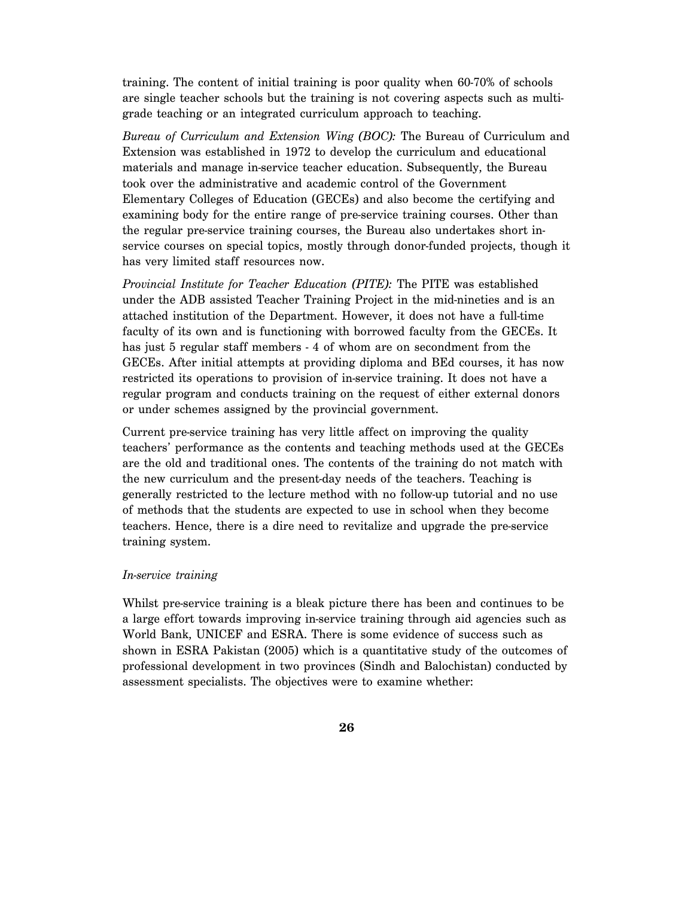training. The content of initial training is poor quality when 60-70% of schools are single teacher schools but the training is not covering aspects such as multi-grade teaching or an integrated curriculum approach to teaching.

*Bureau of Curriculum and Extension Wing (BOC):* The Bureau of Curriculum and Extension was established in 1972 to develop the curriculum and educational materials and manage in-service teacher education. Subsequently, the Bureau took over the administrative and academic control of the Government Elementary Colleges of Education (GECEs) and also become the certifying and examining body for the entire range of pre-service training courses. Other than the regular pre-service training courses, the Bureau also undertakes short in-service courses on special topics, mostly through donor-funded projects, though it has very limited staff resources now.

*Provincial Institute for Teacher Education (PITE):* The PITE was established under the ADB assisted Teacher Training Project in the mid-nineties and is an attached institution of the Department. However, it does not have a full-time faculty of its own and is functioning with borrowed faculty from the GECEs. It has just 5 regular staff members - 4 of whom are on secondment from the GECEs. After initial attempts at providing diploma and BEd courses, it has now restricted its operations to provision of in-service training. It does not have a regular program and conducts training on the request of either external donors or under schemes assigned by the provincial government.

Current pre-service training has very little affect on improving the quality teachers' performance as the contents and teaching methods used at the GECEs are the old and traditional ones. The contents of the training do not match with the new curriculum and the present-day needs of the teachers. Teaching is generally restricted to the lecture method with no follow-up tutorial and no use of methods that the students are expected to use in school when they become teachers. Hence, there is a dire need to revitalize and upgrade the pre-service training system.

*In-service training*

Whilst pre-service training is a bleak picture there has been and continues to be a large effort towards improving in-service training through aid agencies such as World Bank, UNICEF and ESRA. There is some evidence of success such as shown in ESRA Pakistan (2005) which is a quantitative study of the outcomes of professional development in two provinces (Sindh and Balochistan) conducted by assessment specialists. The objectives were to examine whether: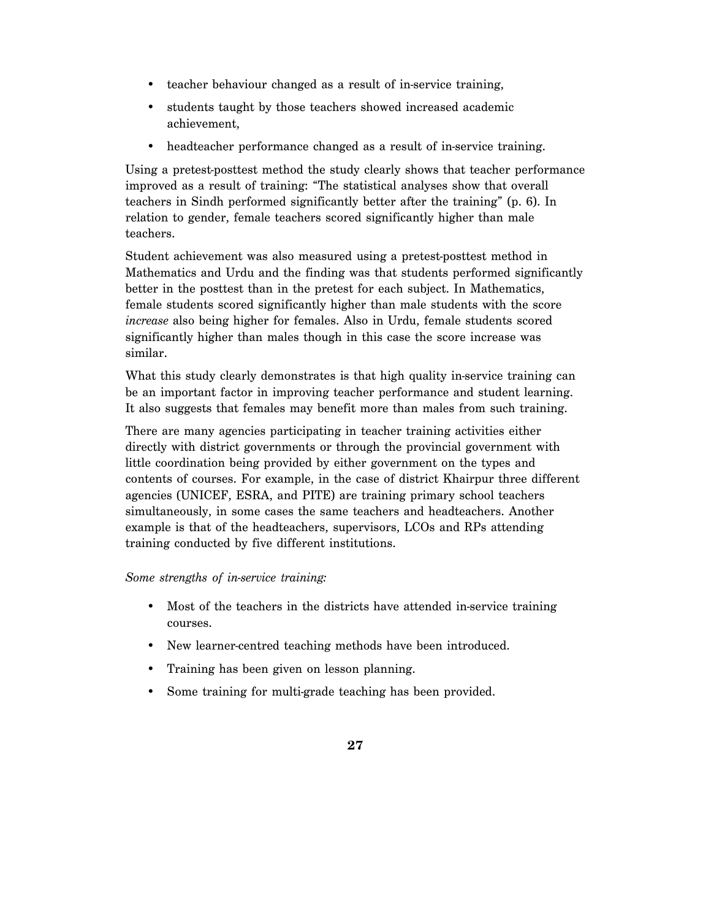- teacher behaviour changed as a result of in-service training,
- students taught by those teachers showed increased academic achievement,
- headteacher performance changed as a result of in-service training.

Using a pretest-posttest method the study clearly shows that teacher performance improved as a result of training: "The statistical analyses show that overall teachers in Sindh performed significantly better after the training" (p. 6). In relation to gender, female teachers scored significantly higher than male teachers.

Student achievement was also measured using a pretest-posttest method in Mathematics and Urdu and the finding was that students performed significantly better in the posttest than in the pretest for each subject. In Mathematics, female students scored significantly higher than male students with the score *increase* also being higher for females. Also in Urdu, female students scored significantly higher than males though in this case the score increase was similar.

What this study clearly demonstrates is that high quality in-service training can be an important factor in improving teacher performance and student learning. It also suggests that females may benefit more than males from such training.

There are many agencies participating in teacher training activities either directly with district governments or through the provincial government with little coordination being provided by either government on the types and contents of courses. For example, in the case of district Khairpur three different agencies (UNICEF, ESRA, and PITE) are training primary school teachers simultaneously, in some cases the same teachers and headteachers. Another example is that of the headteachers, supervisors, LCOs and RPs attending training conducted by five different institutions.

*Some strengths of in-service training:*

- Most of the teachers in the districts have attended in-service training courses.
- New learner-centred teaching methods have been introduced.
- Training has been given on lesson planning.
- Some training for multi-grade teaching has been provided.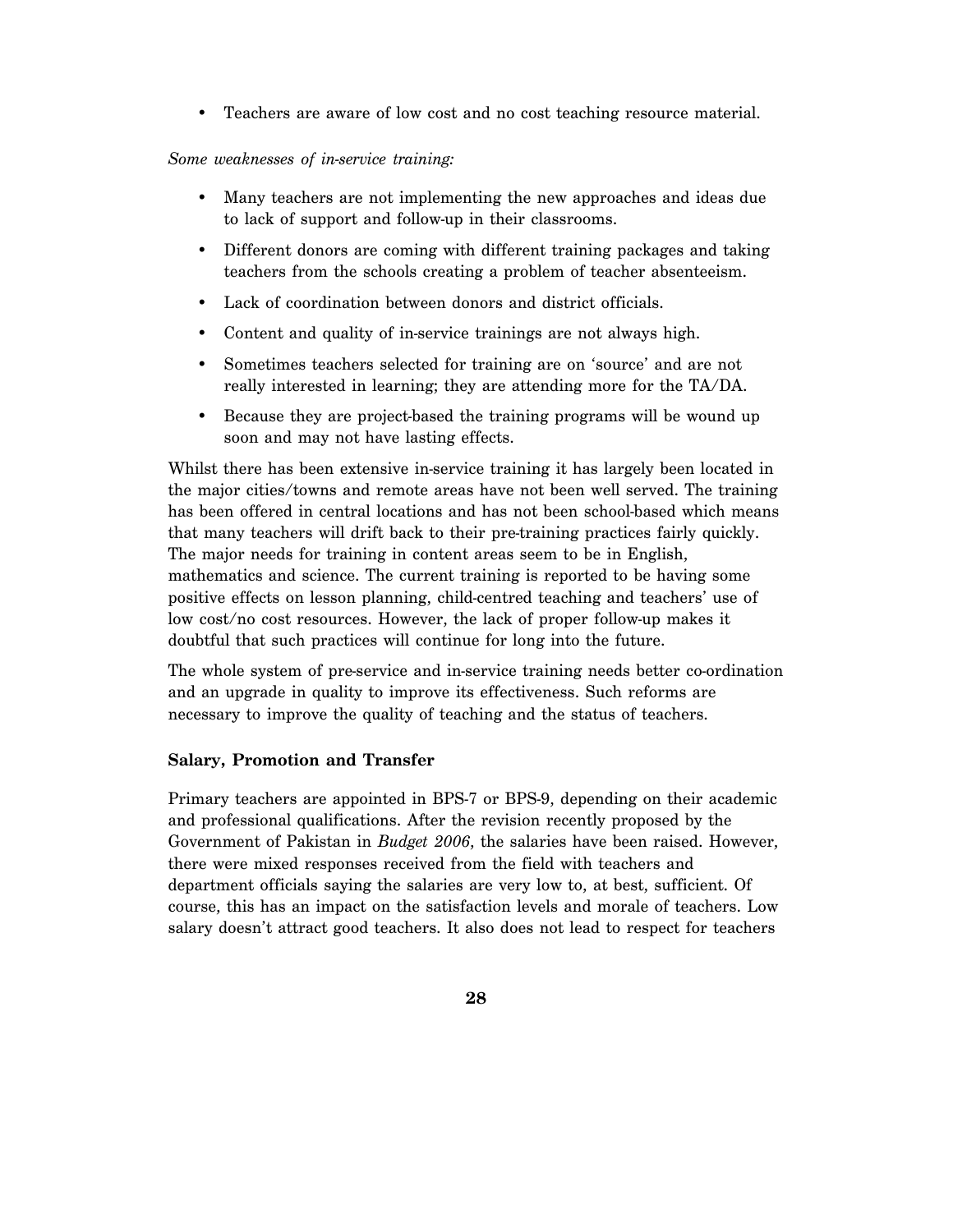- Teachers are aware of low cost and no cost teaching resource material.

*Some weaknesses of in-service training:*

- Many teachers are not implementing the new approaches and ideas due to lack of support and follow-up in their classrooms.
- Different donors are coming with different training packages and taking teachers from the schools creating a problem of teacher absenteeism.
- Lack of coordination between donors and district officials.
- Content and quality of in-service trainings are not always high.
- Sometimes teachers selected for training are on 'source' and are not really interested in learning; they are attending more for the TA/DA.
- Because they are project-based the training programs will be wound up soon and may not have lasting effects.

Whilst there has been extensive in-service training it has largely been located in the major cities/towns and remote areas have not been well served. The training has been offered in central locations and has not been school-based which means that many teachers will drift back to their pre-training practices fairly quickly. The major needs for training in content areas seem to be in English, mathematics and science. The current training is reported to be having some positive effects on lesson planning, child-centred teaching and teachers' use of low cost/no cost resources. However, the lack of proper follow-up makes it doubtful that such practices will continue for long into the future.

The whole system of pre-service and in-service training needs better co-ordination and an upgrade in quality to improve its effectiveness. Such reforms are necessary to improve the quality of teaching and the status of teachers.

**Salary, Promotion and Transfer**

Primary teachers are appointed in BPS-7 or BPS-9, depending on their academic and professional qualifications. After the revision recently proposed by the Government of Pakistan in *Budget 2006*, the salaries have been raised. However, there were mixed responses received from the field with teachers and department officials saying the salaries are very low to, at best, sufficient. Of course, this has an impact on the satisfaction levels and morale of teachers. Low salary doesn't attract good teachers. It also does not lead to respect for teachers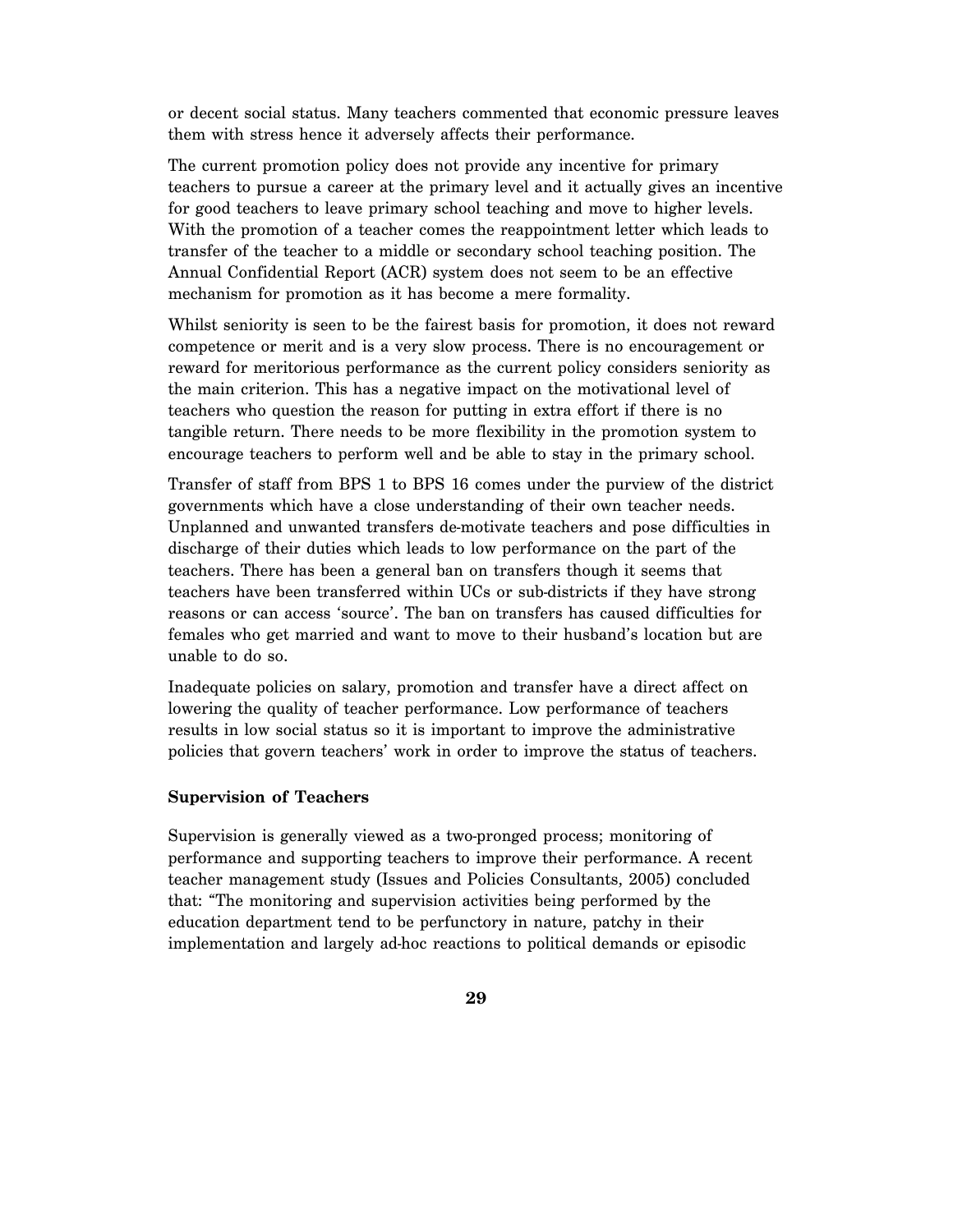or decent social status. Many teachers commented that economic pressure leaves them with stress hence it adversely affects their performance.

The current promotion policy does not provide any incentive for primary teachers to pursue a career at the primary level and it actually gives an incentive for good teachers to leave primary school teaching and move to higher levels. With the promotion of a teacher comes the reappointment letter which leads to transfer of the teacher to a middle or secondary school teaching position. The Annual Confidential Report (ACR) system does not seem to be an effective mechanism for promotion as it has become a mere formality.

Whilst seniority is seen to be the fairest basis for promotion, it does not reward competence or merit and is a very slow process. There is no encouragement or reward for meritorious performance as the current policy considers seniority as the main criterion. This has a negative impact on the motivational level of teachers who question the reason for putting in extra effort if there is no tangible return. There needs to be more flexibility in the promotion system to encourage teachers to perform well and be able to stay in the primary school.

Transfer of staff from BPS 1 to BPS 16 comes under the purview of the district governments which have a close understanding of their own teacher needs. Unplanned and unwanted transfers de-motivate teachers and pose difficulties in discharge of their duties which leads to low performance on the part of the teachers. There has been a general ban on transfers though it seems that teachers have been transferred within UCs or sub-districts if they have strong reasons or can access 'source'. The ban on transfers has caused difficulties for females who get married and want to move to their husband's location but are unable to do so.

Inadequate policies on salary, promotion and transfer have a direct affect on lowering the quality of teacher performance. Low performance of teachers results in low social status so it is important to improve the administrative policies that govern teachers' work in order to improve the status of teachers.

### Supervision of Teachers

Supervision is generally viewed as a two-pronged process; monitoring of performance and supporting teachers to improve their performance. A recent teacher management study (Issues and Policies Consultants, 2005) concluded that: "The monitoring and supervision activities being performed by the education department tend to be perfunctory in nature, patchy in their implementation and largely ad-hoc reactions to political demands or episodic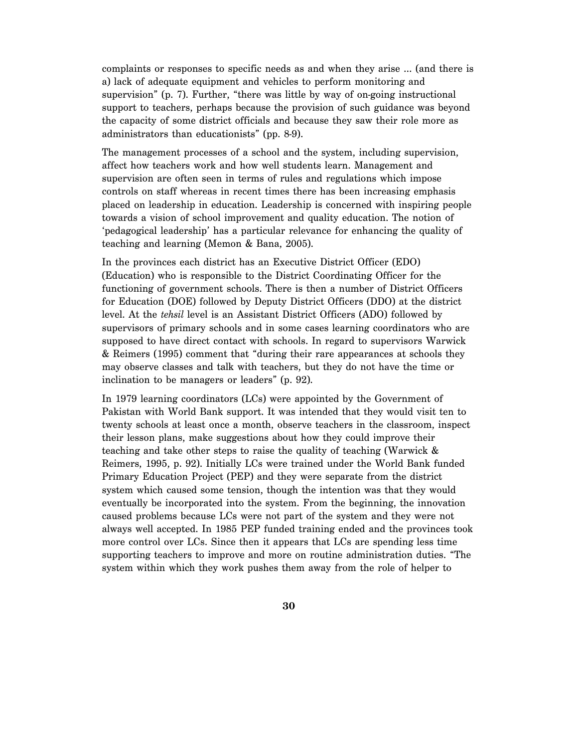complaints or responses to specific needs as and when they arise ... (and there is a) lack of adequate equipment and vehicles to perform monitoring and supervision" (p. 7). Further, "there was little by way of on-going instructional support to teachers, perhaps because the provision of such guidance was beyond the capacity of some district officials and because they saw their role more as administrators than educationists" (pp. 8-9).

The management processes of a school and the system, including supervision, affect how teachers work and how well students learn. Management and supervision are often seen in terms of rules and regulations which impose controls on staff whereas in recent times there has been increasing emphasis placed on leadership in education. Leadership is concerned with inspiring people towards a vision of school improvement and quality education. The notion of 'pedagogical leadership' has a particular relevance for enhancing the quality of teaching and learning (Memon & Bana, 2005).

In the provinces each district has an Executive District Officer (EDO) (Education) who is responsible to the District Coordinating Officer for the functioning of government schools. There is then a number of District Officers for Education (DOE) followed by Deputy District Officers (DDO) at the district level. At the *tehsil* level is an Assistant District Officers (ADO) followed by supervisors of primary schools and in some cases learning coordinators who are supposed to have direct contact with schools. In regard to supervisors Warwick & Reimers (1995) comment that "during their rare appearances at schools they may observe classes and talk with teachers, but they do not have the time or inclination to be managers or leaders" (p. 92).

In 1979 learning coordinators (LCs) were appointed by the Government of Pakistan with World Bank support. It was intended that they would visit ten to twenty schools at least once a month, observe teachers in the classroom, inspect their lesson plans, make suggestions about how they could improve their teaching and take other steps to raise the quality of teaching (Warwick & Reimers, 1995, p. 92). Initially LCs were trained under the World Bank funded Primary Education Project (PEP) and they were separate from the district system which caused some tension, though the intention was that they would eventually be incorporated into the system. From the beginning, the innovation caused problems because LCs were not part of the system and they were not always well accepted. In 1985 PEP funded training ended and the provinces took more control over LCs. Since then it appears that LCs are spending less time supporting teachers to improve and more on routine administration duties. "The system within which they work pushes them away from the role of helper to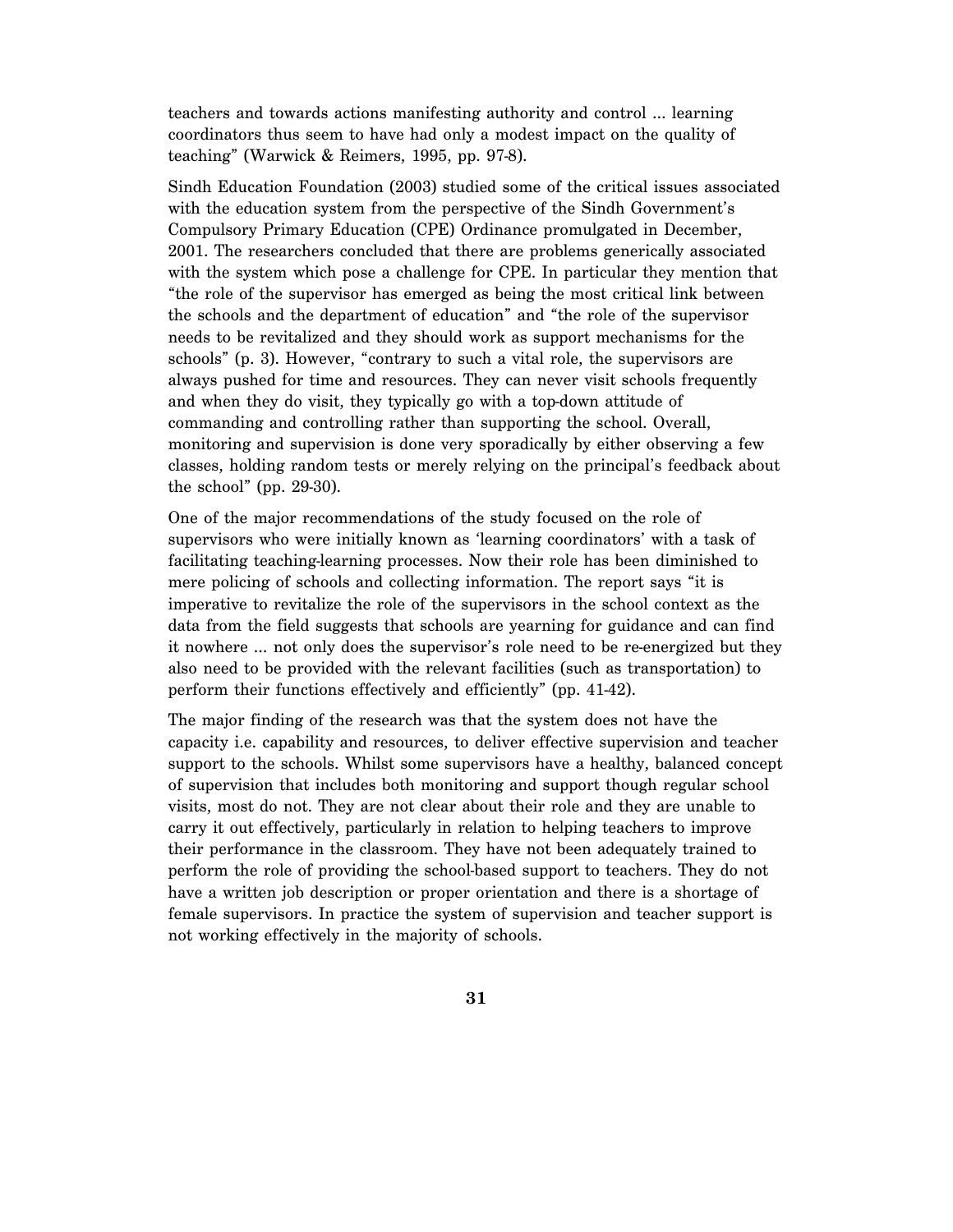teachers and towards actions manifesting authority and control ... learning coordinators thus seem to have had only a modest impact on the quality of teaching" (Warwick & Reimers, 1995, pp. 97-8).

Sindh Education Foundation (2003) studied some of the critical issues associated with the education system from the perspective of the Sindh Government's Compulsory Primary Education (CPE) Ordinance promulgated in December, 2001. The researchers concluded that there are problems generically associated with the system which pose a challenge for CPE. In particular they mention that "the role of the supervisor has emerged as being the most critical link between the schools and the department of education" and "the role of the supervisor needs to be revitalized and they should work as support mechanisms for the schools" (p. 3). However, "contrary to such a vital role, the supervisors are always pushed for time and resources. They can never visit schools frequently and when they do visit, they typically go with a top-down attitude of commanding and controlling rather than supporting the school. Overall, monitoring and supervision is done very sporadically by either observing a few classes, holding random tests or merely relying on the principal's feedback about the school" (pp. 29-30).

One of the major recommendations of the study focused on the role of supervisors who were initially known as 'learning coordinators' with a task of facilitating teaching-learning processes. Now their role has been diminished to mere policing of schools and collecting information. The report says "it is imperative to revitalize the role of the supervisors in the school context as the data from the field suggests that schools are yearning for guidance and can find it nowhere ... not only does the supervisor's role need to be re-energized but they also need to be provided with the relevant facilities (such as transportation) to perform their functions effectively and efficiently" (pp. 41-42).

The major finding of the research was that the system does not have the capacity i.e. capability and resources, to deliver effective supervision and teacher support to the schools. Whilst some supervisors have a healthy, balanced concept of supervision that includes both monitoring and support though regular school visits, most do not. They are not clear about their role and they are unable to carry it out effectively, particularly in relation to helping teachers to improve their performance in the classroom. They have not been adequately trained to perform the role of providing the school-based support to teachers. They do not have a written job description or proper orientation and there is a shortage of female supervisors. In practice the system of supervision and teacher support is not working effectively in the majority of schools.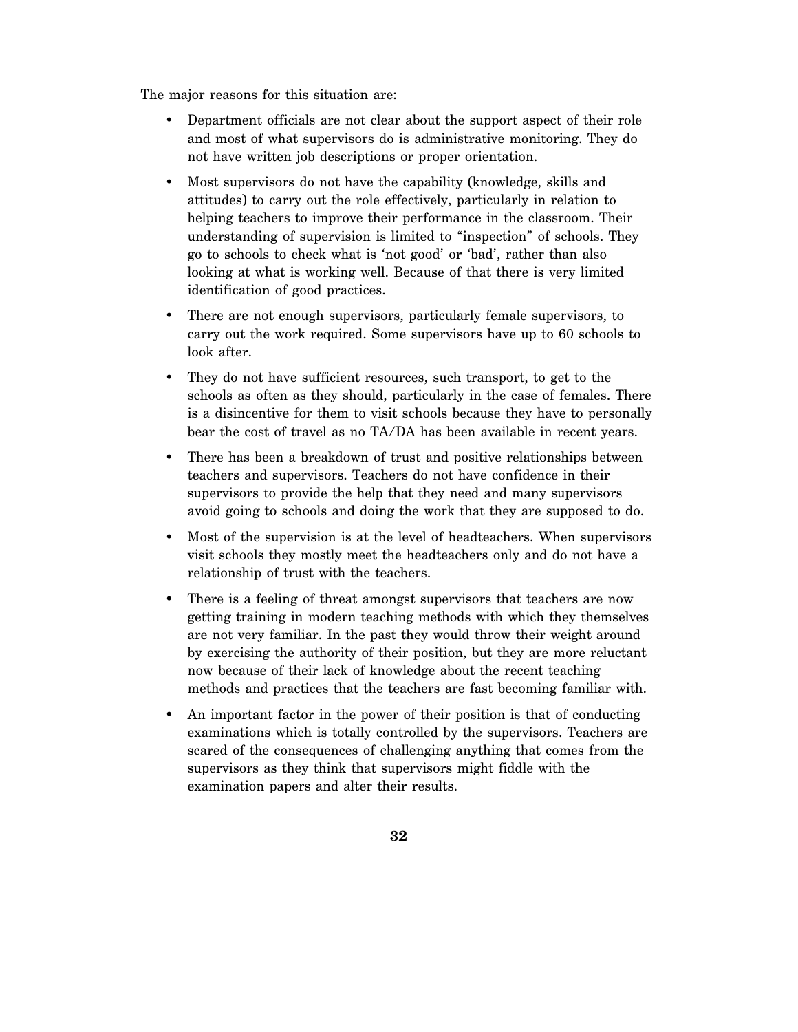The major reasons for this situation are:

- Department officials are not clear about the support aspect of their role and most of what supervisors do is administrative monitoring. They do not have written job descriptions or proper orientation.
- Most supervisors do not have the capability (knowledge, skills and attitudes) to carry out the role effectively, particularly in relation to helping teachers to improve their performance in the classroom. Their understanding of supervision is limited to "inspection" of schools. They go to schools to check what is 'not good' or 'bad', rather than also looking at what is working well. Because of that there is very limited identification of good practices.
- There are not enough supervisors, particularly female supervisors, to carry out the work required. Some supervisors have up to 60 schools to look after.
- They do not have sufficient resources, such transport, to get to the schools as often as they should, particularly in the case of females. There is a disincentive for them to visit schools because they have to personally bear the cost of travel as no TA/DA has been available in recent years.
- There has been a breakdown of trust and positive relationships between teachers and supervisors. Teachers do not have confidence in their supervisors to provide the help that they need and many supervisors avoid going to schools and doing the work that they are supposed to do.
- Most of the supervision is at the level of headteachers. When supervisors visit schools they mostly meet the headteachers only and do not have a relationship of trust with the teachers.
- There is a feeling of threat amongst supervisors that teachers are now getting training in modern teaching methods with which they themselves are not very familiar. In the past they would throw their weight around by exercising the authority of their position, but they are more reluctant now because of their lack of knowledge about the recent teaching methods and practices that the teachers are fast becoming familiar with.
- An important factor in the power of their position is that of conducting examinations which is totally controlled by the supervisors. Teachers are scared of the consequences of challenging anything that comes from the supervisors as they think that supervisors might fiddle with the examination papers and alter their results.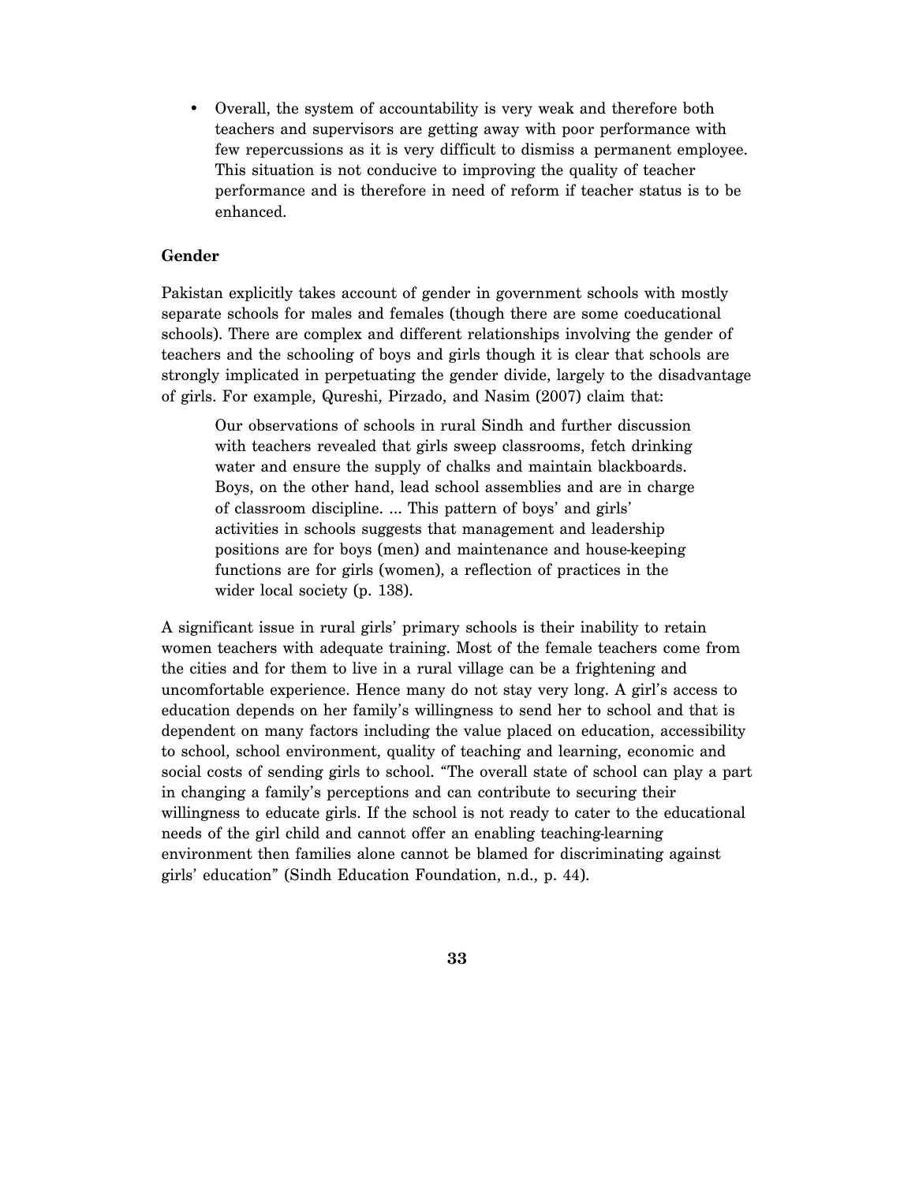- Overall, the system of accountability is very weak and therefore both teachers and supervisors are getting away with poor performance with few repercussions as it is very difficult to dismiss a permanent employee. This situation is not conducive to improving the quality of teacher performance and is therefore in need of reform if teacher status is to be enhanced.

**Gender**

Pakistan explicitly takes account of gender in government schools with mostly separate schools for males and females (though there are some coeducational schools). There are complex and different relationships involving the gender of teachers and the schooling of boys and girls though it is clear that schools are strongly implicated in perpetuating the gender divide, largely to the disadvantage of girls. For example, Qureshi, Pirzado, and Nasim (2007) claim that:

> Our observations of schools in rural Sindh and further discussion with teachers revealed that girls sweep classrooms, fetch drinking water and ensure the supply of chalks and maintain blackboards. Boys, on the other hand, lead school assemblies and are in charge of classroom discipline. ... This pattern of boys' and girls' activities in schools suggests that management and leadership positions are for boys (men) and maintenance and house-keeping functions are for girls (women), a reflection of practices in the wider local society (p. 138).

A significant issue in rural girls' primary schools is their inability to retain women teachers with adequate training. Most of the female teachers come from the cities and for them to live in a rural village can be a frightening and uncomfortable experience. Hence many do not stay very long. A girl's access to education depends on her family's willingness to send her to school and that is dependent on many factors including the value placed on education, accessibility to school, school environment, quality of teaching and learning, economic and social costs of sending girls to school. "The overall state of school can play a part in changing a family's perceptions and can contribute to securing their willingness to educate girls. If the school is not ready to cater to the educational needs of the girl child and cannot offer an enabling teaching-learning environment then families alone cannot be blamed for discriminating against girls' education" (Sindh Education Foundation, n.d., p. 44).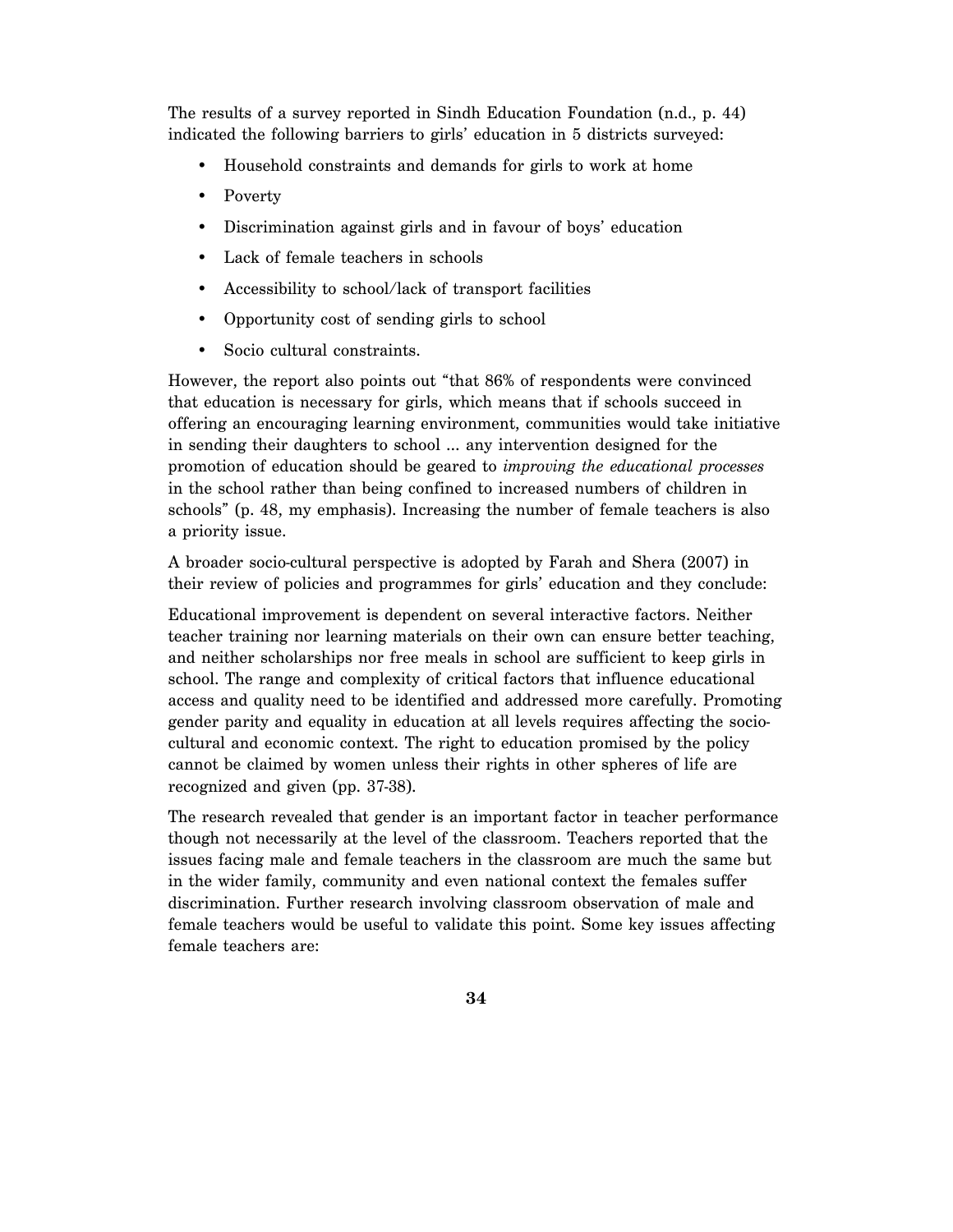The results of a survey reported in Sindh Education Foundation (n.d., p. 44) indicated the following barriers to girls' education in 5 districts surveyed:

- Household constraints and demands for girls to work at home
- Poverty
- Discrimination against girls and in favour of boys' education
- Lack of female teachers in schools
- Accessibility to school/lack of transport facilities
- Opportunity cost of sending girls to school
- Socio cultural constraints.

However, the report also points out "that 86% of respondents were convinced that education is necessary for girls, which means that if schools succeed in offering an encouraging learning environment, communities would take initiative in sending their daughters to school ... any intervention designed for the promotion of education should be geared to *improving the educational processes* in the school rather than being confined to increased numbers of children in schools" (p. 48, my emphasis). Increasing the number of female teachers is also a priority issue.

A broader socio-cultural perspective is adopted by Farah and Shera (2007) in their review of policies and programmes for girls' education and they conclude:

Educational improvement is dependent on several interactive factors. Neither teacher training nor learning materials on their own can ensure better teaching, and neither scholarships nor free meals in school are sufficient to keep girls in school. The range and complexity of critical factors that influence educational access and quality need to be identified and addressed more carefully. Promoting gender parity and equality in education at all levels requires affecting the socio-cultural and economic context. The right to education promised by the policy cannot be claimed by women unless their rights in other spheres of life are recognized and given (pp. 37-38).

The research revealed that gender is an important factor in teacher performance though not necessarily at the level of the classroom. Teachers reported that the issues facing male and female teachers in the classroom are much the same but in the wider family, community and even national context the females suffer discrimination. Further research involving classroom observation of male and female teachers would be useful to validate this point. Some key issues affecting female teachers are: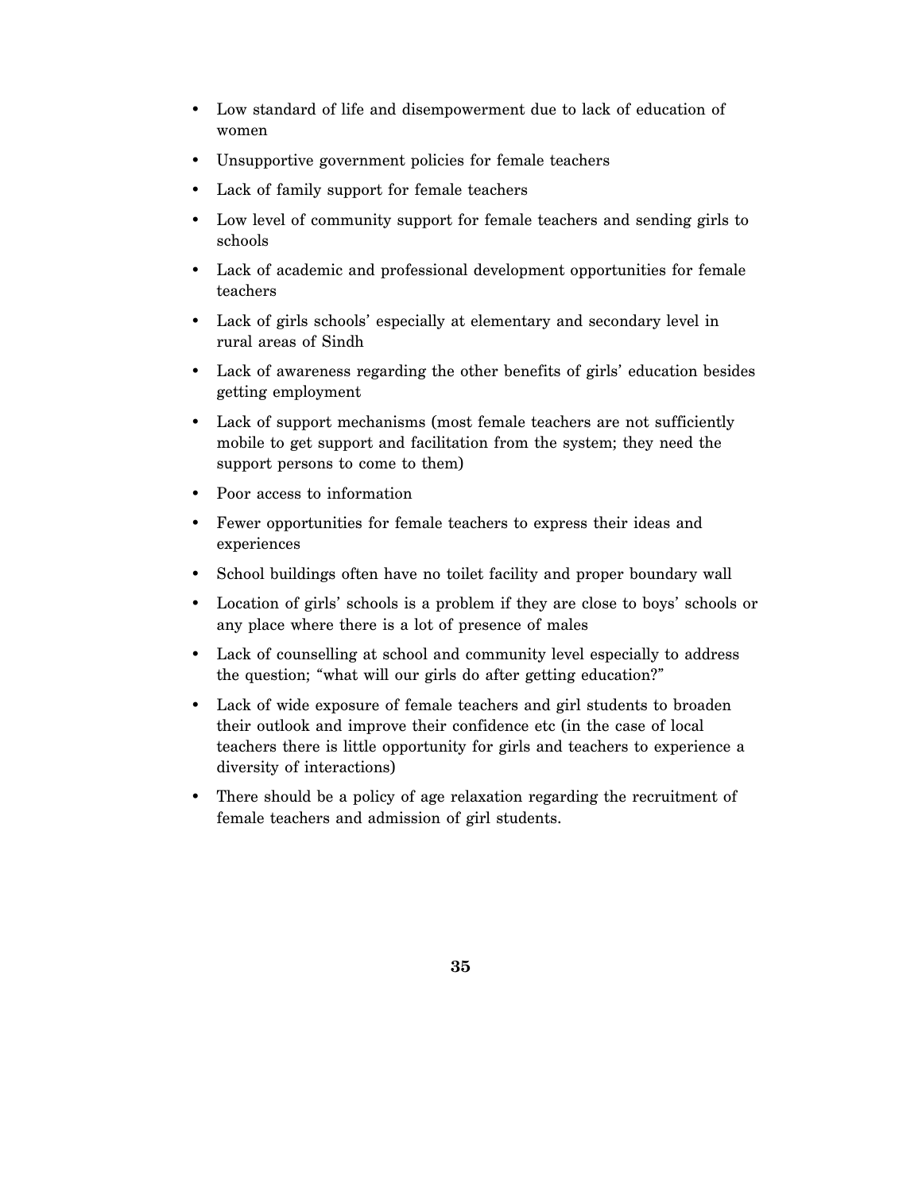- Low standard of life and disempowerment due to lack of education of women
- Unsupportive government policies for female teachers
- Lack of family support for female teachers
- Low level of community support for female teachers and sending girls to schools
- Lack of academic and professional development opportunities for female teachers
- Lack of girls schools' especially at elementary and secondary level in rural areas of Sindh
- Lack of awareness regarding the other benefits of girls' education besides getting employment
- Lack of support mechanisms (most female teachers are not sufficiently mobile to get support and facilitation from the system; they need the support persons to come to them)
- Poor access to information
- Fewer opportunities for female teachers to express their ideas and experiences
- School buildings often have no toilet facility and proper boundary wall
- Location of girls' schools is a problem if they are close to boys' schools or any place where there is a lot of presence of males
- Lack of counselling at school and community level especially to address the question; "what will our girls do after getting education?"
- Lack of wide exposure of female teachers and girl students to broaden their outlook and improve their confidence etc (in the case of local teachers there is little opportunity for girls and teachers to experience a diversity of interactions)
- There should be a policy of age relaxation regarding the recruitment of female teachers and admission of girl students.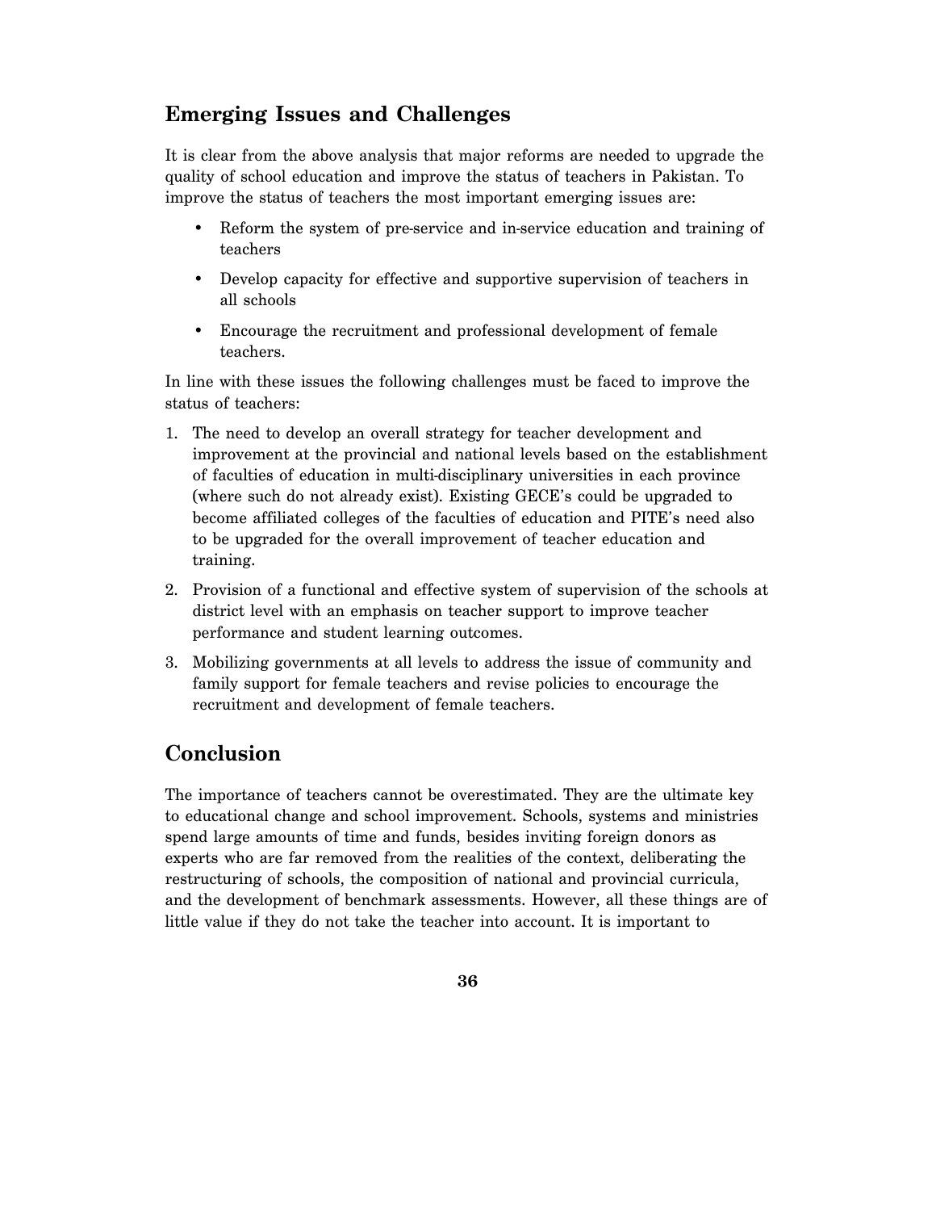## Emerging Issues and Challenges

It is clear from the above analysis that major reforms are needed to upgrade the quality of school education and improve the status of teachers in Pakistan. To improve the status of teachers the most important emerging issues are:

- Reform the system of pre-service and in-service education and training of teachers
- Develop capacity for effective and supportive supervision of teachers in all schools
- Encourage the recruitment and professional development of female teachers.

In line with these issues the following challenges must be faced to improve the status of teachers:

1. The need to develop an overall strategy for teacher development and improvement at the provincial and national levels based on the establishment of faculties of education in multi-disciplinary universities in each province (where such do not already exist). Existing GECE's could be upgraded to become affiliated colleges of the faculties of education and PITE's need also to be upgraded for the overall improvement of teacher education and training.
2. Provision of a functional and effective system of supervision of the schools at district level with an emphasis on teacher support to improve teacher performance and student learning outcomes.
3. Mobilizing governments at all levels to address the issue of community and family support for female teachers and revise policies to encourage the recruitment and development of female teachers.

## Conclusion

The importance of teachers cannot be overestimated. They are the ultimate key to educational change and school improvement. Schools, systems and ministries spend large amounts of time and funds, besides inviting foreign donors as experts who are far removed from the realities of the context, deliberating the restructuring of schools, the composition of national and provincial curricula, and the development of benchmark assessments. However, all these things are of little value if they do not take the teacher into account. It is important to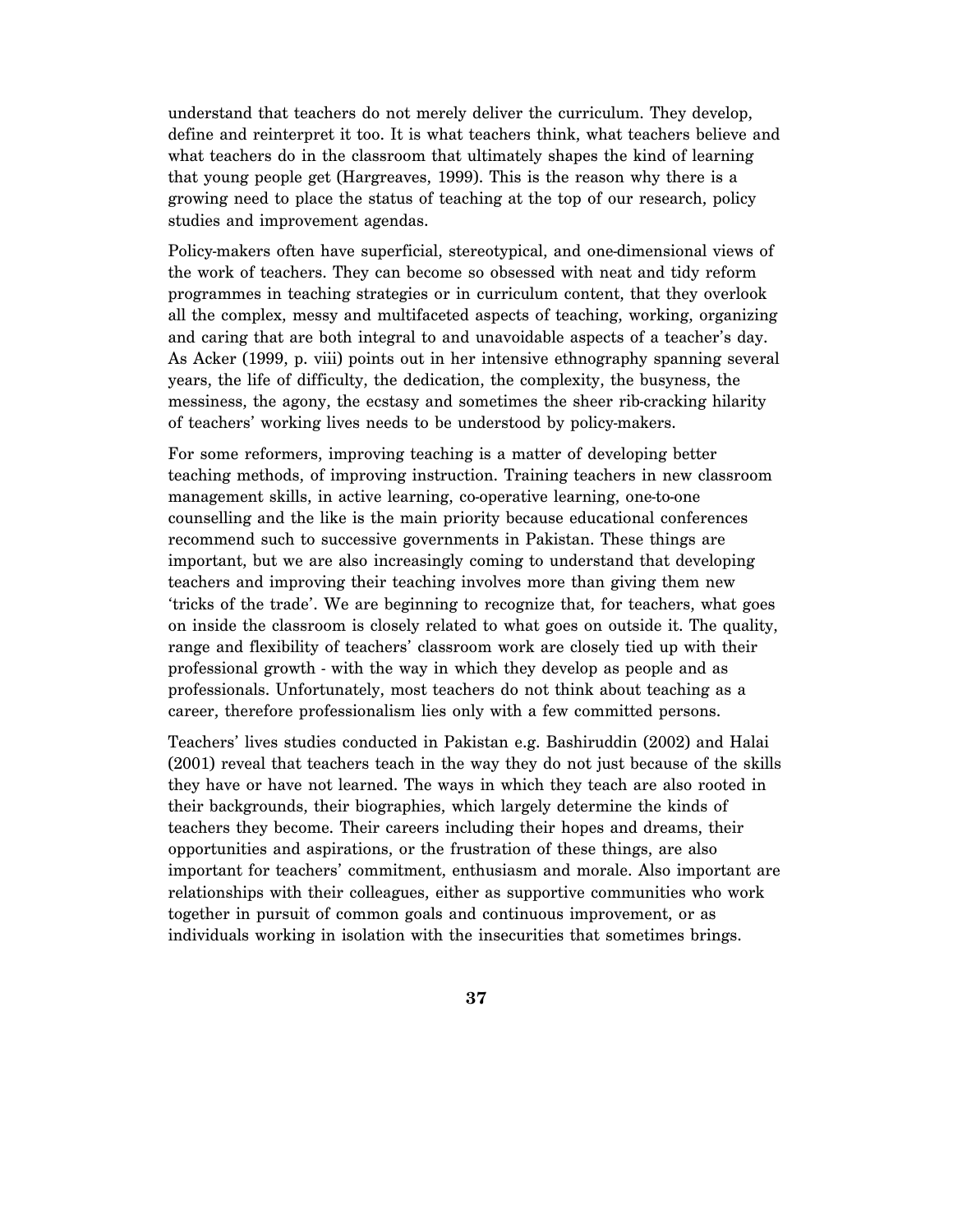understand that teachers do not merely deliver the curriculum. They develop, define and reinterpret it too. It is what teachers think, what teachers believe and what teachers do in the classroom that ultimately shapes the kind of learning that young people get (Hargreaves, 1999). This is the reason why there is a growing need to place the status of teaching at the top of our research, policy studies and improvement agendas.

Policy-makers often have superficial, stereotypical, and one-dimensional views of the work of teachers. They can become so obsessed with neat and tidy reform programmes in teaching strategies or in curriculum content, that they overlook all the complex, messy and multifaceted aspects of teaching, working, organizing and caring that are both integral to and unavoidable aspects of a teacher's day. As Acker (1999, p. viii) points out in her intensive ethnography spanning several years, the life of difficulty, the dedication, the complexity, the busyness, the messiness, the agony, the ecstasy and sometimes the sheer rib-cracking hilarity of teachers' working lives needs to be understood by policy-makers.

For some reformers, improving teaching is a matter of developing better teaching methods, of improving instruction. Training teachers in new classroom management skills, in active learning, co-operative learning, one-to-one counselling and the like is the main priority because educational conferences recommend such to successive governments in Pakistan. These things are important, but we are also increasingly coming to understand that developing teachers and improving their teaching involves more than giving them new 'tricks of the trade'. We are beginning to recognize that, for teachers, what goes on inside the classroom is closely related to what goes on outside it. The quality, range and flexibility of teachers' classroom work are closely tied up with their professional growth - with the way in which they develop as people and as professionals. Unfortunately, most teachers do not think about teaching as a career, therefore professionalism lies only with a few committed persons.

Teachers' lives studies conducted in Pakistan e.g. Bashiruddin (2002) and Halai (2001) reveal that teachers teach in the way they do not just because of the skills they have or have not learned. The ways in which they teach are also rooted in their backgrounds, their biographies, which largely determine the kinds of teachers they become. Their careers including their hopes and dreams, their opportunities and aspirations, or the frustration of these things, are also important for teachers' commitment, enthusiasm and morale. Also important are relationships with their colleagues, either as supportive communities who work together in pursuit of common goals and continuous improvement, or as individuals working in isolation with the insecurities that sometimes brings.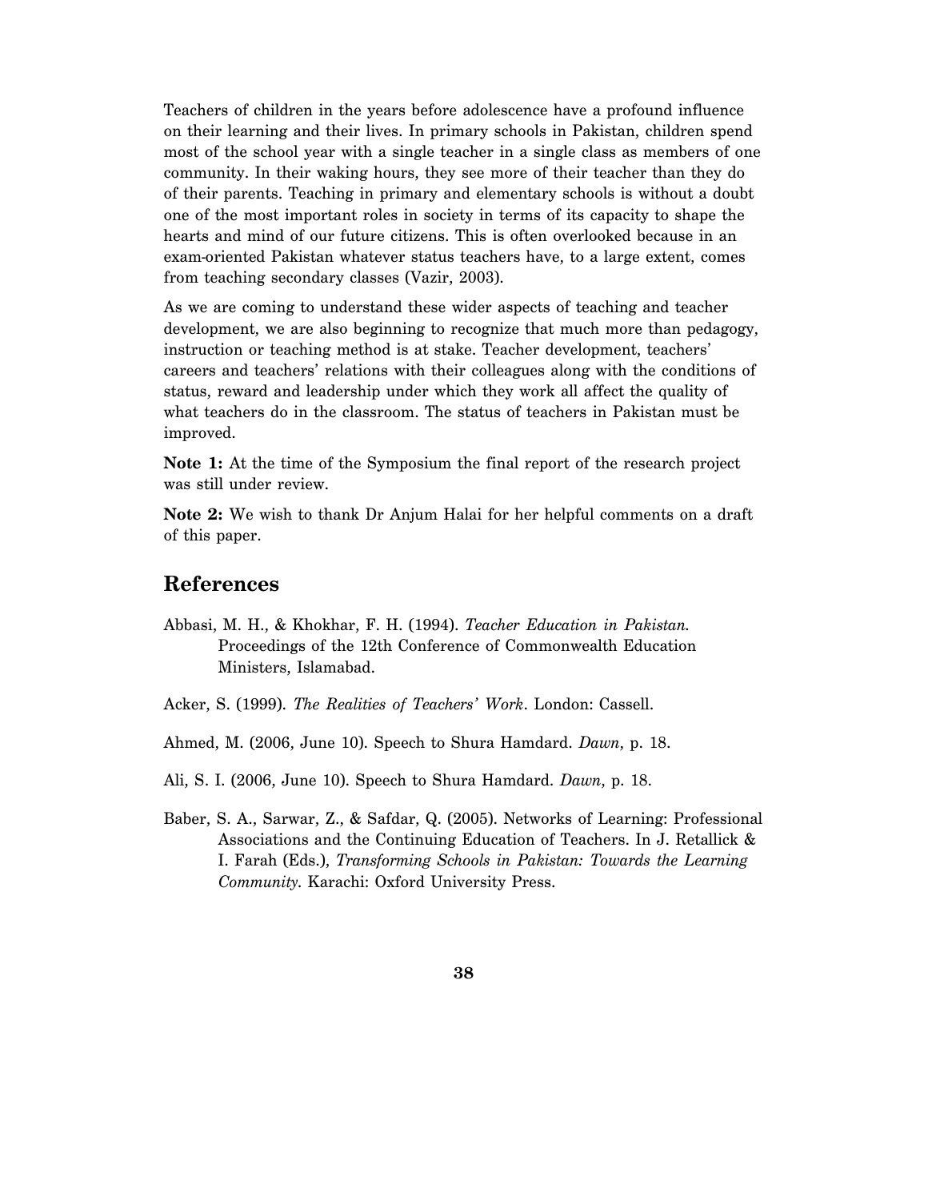Teachers of children in the years before adolescence have a profound influence on their learning and their lives. In primary schools in Pakistan, children spend most of the school year with a single teacher in a single class as members of one community. In their waking hours, they see more of their teacher than they do of their parents. Teaching in primary and elementary schools is without a doubt one of the most important roles in society in terms of its capacity to shape the hearts and mind of our future citizens. This is often overlooked because in an exam-oriented Pakistan whatever status teachers have, to a large extent, comes from teaching secondary classes (Vazir, 2003).

As we are coming to understand these wider aspects of teaching and teacher development, we are also beginning to recognize that much more than pedagogy, instruction or teaching method is at stake. Teacher development, teachers' careers and teachers' relations with their colleagues along with the conditions of status, reward and leadership under which they work all affect the quality of what teachers do in the classroom. The status of teachers in Pakistan must be improved.

**Note 1:** At the time of the Symposium the final report of the research project was still under review.

**Note 2:** We wish to thank Dr Anjum Halai for her helpful comments on a draft of this paper.

## References

Abbasi, M. H., & Khokhar, F. H. (1994). *Teacher Education in Pakistan.* Proceedings of the 12th Conference of Commonwealth Education Ministers, Islamabad.

Acker, S. (1999). *The Realities of Teachers' Work*. London: Cassell.

Ahmed, M. (2006, June 10). Speech to Shura Hamdard. *Dawn*, p. 18.

Ali, S. I. (2006, June 10). Speech to Shura Hamdard. *Dawn*, p. 18.

Baber, S. A., Sarwar, Z., & Safdar, Q. (2005). Networks of Learning: Professional Associations and the Continuing Education of Teachers. In J. Retallick & I. Farah (Eds.), *Transforming Schools in Pakistan: Towards the Learning Community.* Karachi: Oxford University Press.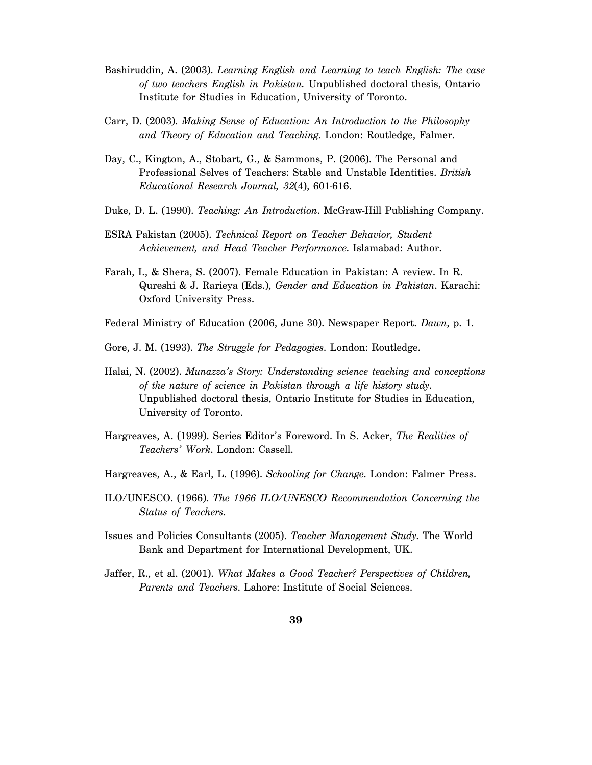Bashiruddin, A. (2003). *Learning English and Learning to teach English: The case of two teachers English in Pakistan.* Unpublished doctoral thesis, Ontario Institute for Studies in Education, University of Toronto.

Carr, D. (2003). *Making Sense of Education: An Introduction to the Philosophy and Theory of Education and Teaching*. London: Routledge, Falmer.

Day, C., Kington, A., Stobart, G., & Sammons, P. (2006). The Personal and Professional Selves of Teachers: Stable and Unstable Identities. *British Educational Research Journal, 32*(4), 601-616.

Duke, D. L. (1990). *Teaching: An Introduction*. McGraw-Hill Publishing Company.

ESRA Pakistan (2005). *Technical Report on Teacher Behavior, Student Achievement, and Head Teacher Performance*. Islamabad: Author.

Farah, I., & Shera, S. (2007). Female Education in Pakistan: A review. In R. Qureshi & J. Rarieya (Eds.), *Gender and Education in Pakistan*. Karachi: Oxford University Press.

Federal Ministry of Education (2006, June 30). Newspaper Report. *Dawn*, p. 1.

Gore, J. M. (1993). *The Struggle for Pedagogies*. London: Routledge.

Halai, N. (2002). *Munazza's Story: Understanding science teaching and conceptions of the nature of science in Pakistan through a life history study*. Unpublished doctoral thesis, Ontario Institute for Studies in Education, University of Toronto.

Hargreaves, A. (1999). Series Editor's Foreword. In S. Acker, *The Realities of Teachers' Work*. London: Cassell.

Hargreaves, A., & Earl, L. (1996). *Schooling for Change*. London: Falmer Press.

ILO/UNESCO. (1966). *The 1966 ILO/UNESCO Recommendation Concerning the Status of Teachers*.

Issues and Policies Consultants (2005). *Teacher Management Study*. The World Bank and Department for International Development, UK.

Jaffer, R., et al. (2001). *What Makes a Good Teacher? Perspectives of Children, Parents and Teachers*. Lahore: Institute of Social Sciences.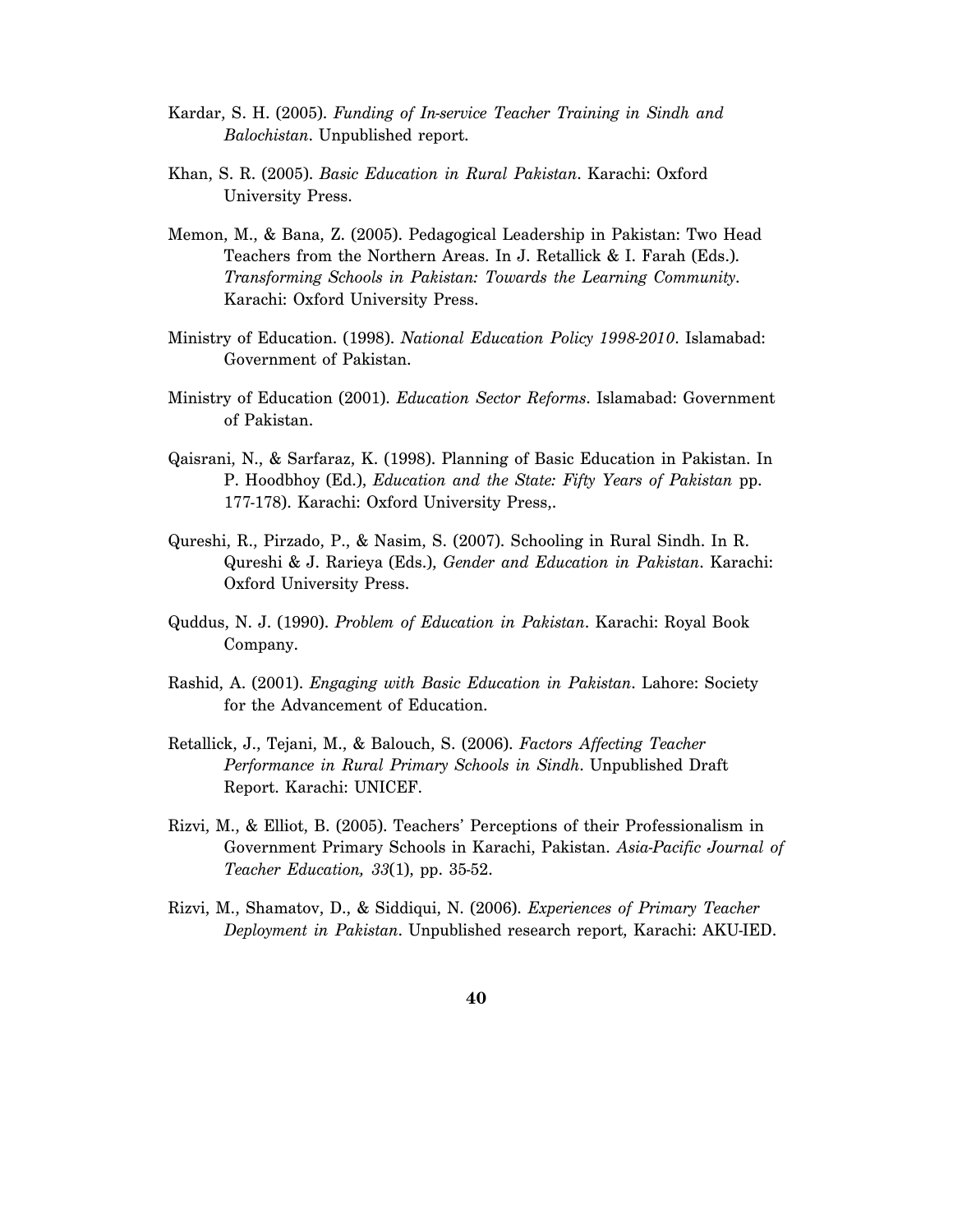Kardar, S. H. (2005). *Funding of In-service Teacher Training in Sindh and Balochistan*. Unpublished report.

Khan, S. R. (2005). *Basic Education in Rural Pakistan*. Karachi: Oxford University Press.

Memon, M., & Bana, Z. (2005). Pedagogical Leadership in Pakistan: Two Head Teachers from the Northern Areas. In J. Retallick & I. Farah (Eds.). *Transforming Schools in Pakistan: Towards the Learning Community*. Karachi: Oxford University Press.

Ministry of Education. (1998). *National Education Policy 1998-2010*. Islamabad: Government of Pakistan.

Ministry of Education (2001). *Education Sector Reforms*. Islamabad: Government of Pakistan.

Qaisrani, N., & Sarfaraz, K. (1998). Planning of Basic Education in Pakistan. In P. Hoodbhoy (Ed.), *Education and the State: Fifty Years of Pakistan* pp. 177-178). Karachi: Oxford University Press,.

Qureshi, R., Pirzado, P., & Nasim, S. (2007). Schooling in Rural Sindh. In R. Qureshi & J. Rarieya (Eds.), *Gender and Education in Pakistan*. Karachi: Oxford University Press.

Quddus, N. J. (1990). *Problem of Education in Pakistan*. Karachi: Royal Book Company.

Rashid, A. (2001). *Engaging with Basic Education in Pakistan*. Lahore: Society for the Advancement of Education.

Retallick, J., Tejani, M., & Balouch, S. (2006). *Factors Affecting Teacher Performance in Rural Primary Schools in Sindh*. Unpublished Draft Report. Karachi: UNICEF.

Rizvi, M., & Elliot, B. (2005). Teachers' Perceptions of their Professionalism in Government Primary Schools in Karachi, Pakistan. *Asia-Pacific Journal of Teacher Education, 33*(1), pp. 35-52.

Rizvi, M., Shamatov, D., & Siddiqui, N. (2006). *Experiences of Primary Teacher Deployment in Pakistan*. Unpublished research report, Karachi: AKU-IED.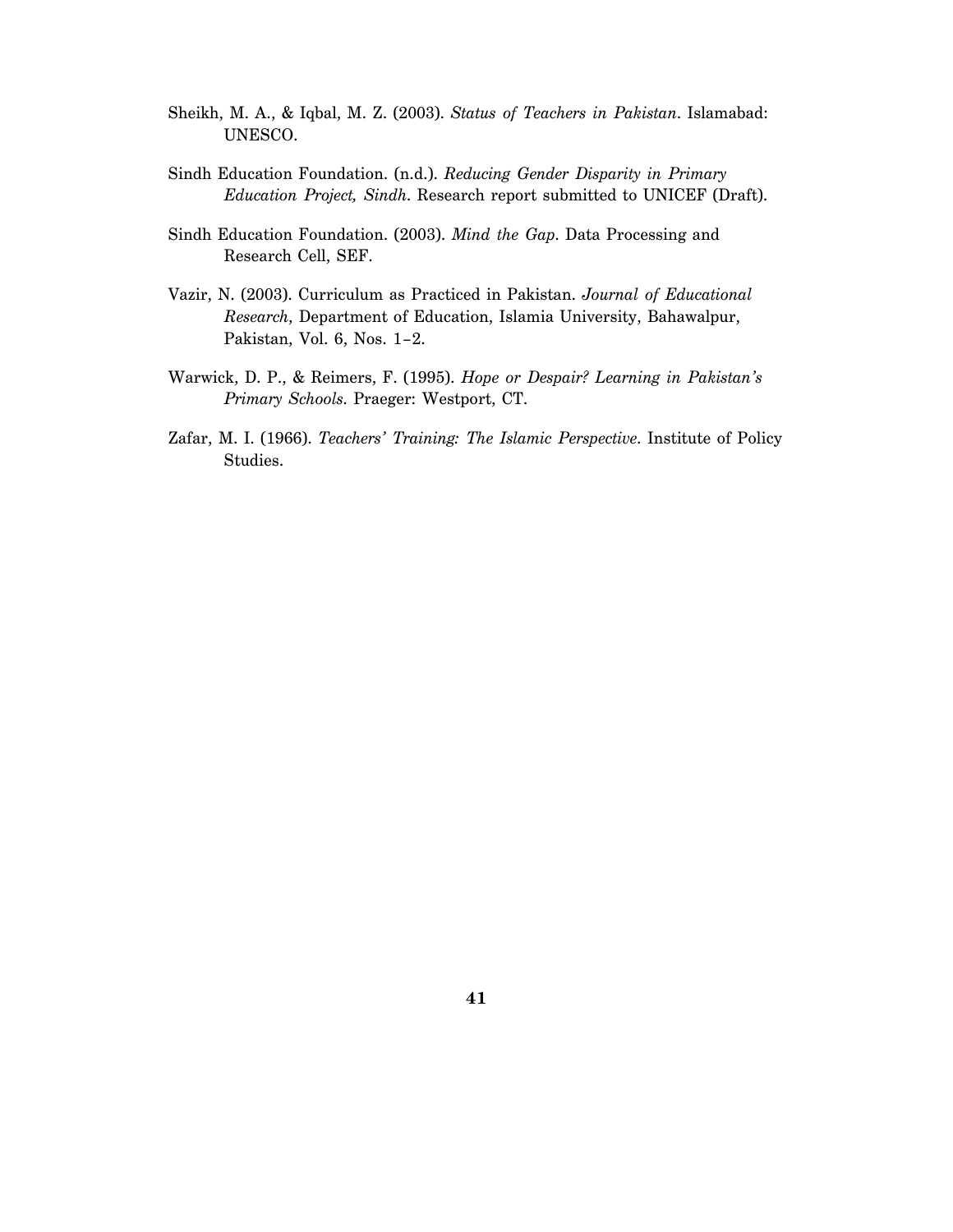Sheikh, M. A., & Iqbal, M. Z. (2003). *Status of Teachers in Pakistan*. Islamabad: UNESCO.

Sindh Education Foundation. (n.d.). *Reducing Gender Disparity in Primary Education Project, Sindh*. Research report submitted to UNICEF (Draft).

Sindh Education Foundation. (2003). *Mind the Gap*. Data Processing and Research Cell, SEF.

Vazir, N. (2003). Curriculum as Practiced in Pakistan. *Journal of Educational Research*, Department of Education, Islamia University, Bahawalpur, Pakistan, Vol. 6, Nos. 1–2.

Warwick, D. P., & Reimers, F. (1995). *Hope or Despair? Learning in Pakistan's Primary Schools*. Praeger: Westport, CT.

Zafar, M. I. (1966). *Teachers' Training: The Islamic Perspective*. Institute of Policy Studies.